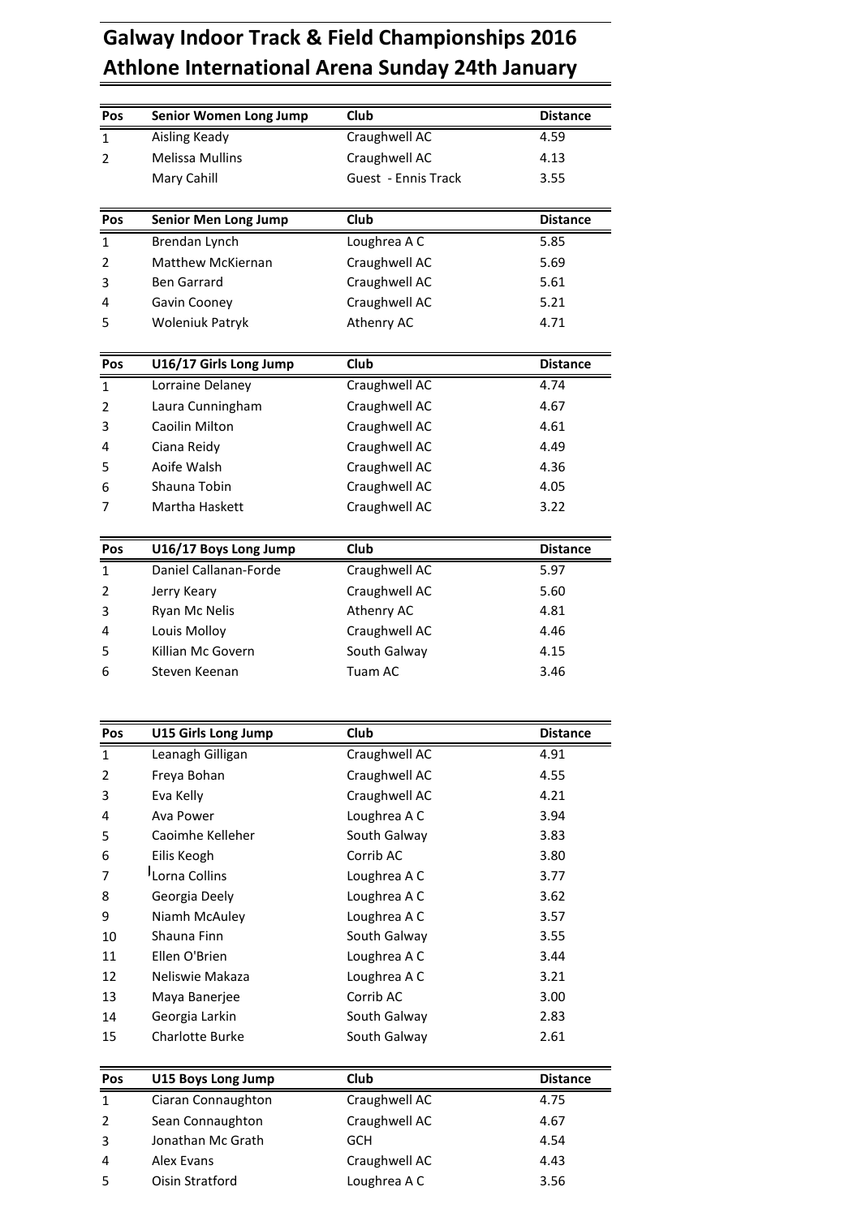# Galway Indoor Track & Field Championships 2016
# Athlone International Arena Sunday 24th January

| Pos | Senior Women Long Jump | Club | Distance |
|---|---|---|---|
| 1 | Aisling Keady | Craughwell AC | 4.59 |
| 2 | Melissa Mullins | Craughwell AC | 4.13 |
| | Mary Cahill | Guest - Ennis Track | 3.55 |

| Pos | Senior Men Long Jump | Club | Distance |
|---|---|---|---|
| 1 | Brendan Lynch | Loughrea A C | 5.85 |
| 2 | Matthew McKiernan | Craughwell AC | 5.69 |
| 3 | Ben Garrard | Craughwell AC | 5.61 |
| 4 | Gavin Cooney | Craughwell AC | 5.21 |
| 5 | Woleniuk Patryk | Athenry AC | 4.71 |

| Pos | U16/17 Girls Long Jump | Club | Distance |
|---|---|---|---|
| 1 | Lorraine Delaney | Craughwell AC | 4.74 |
| 2 | Laura Cunningham | Craughwell AC | 4.67 |
| 3 | Caoilin Milton | Craughwell AC | 4.61 |
| 4 | Ciana Reidy | Craughwell AC | 4.49 |
| 5 | Aoife Walsh | Craughwell AC | 4.36 |
| 6 | Shauna Tobin | Craughwell AC | 4.05 |
| 7 | Martha Haskett | Craughwell AC | 3.22 |

| Pos | U16/17 Boys Long Jump | Club | Distance |
|---|---|---|---|
| 1 | Daniel Callanan-Forde | Craughwell AC | 5.97 |
| 2 | Jerry Keary | Craughwell AC | 5.60 |
| 3 | Ryan Mc Nelis | Athenry AC | 4.81 |
| 4 | Louis Molloy | Craughwell AC | 4.46 |
| 5 | Killian Mc Govern | South Galway | 4.15 |
| 6 | Steven Keenan | Tuam AC | 3.46 |

| Pos | U15 Girls Long Jump | Club | Distance |
|---|---|---|---|
| 1 | Leanagh Gilligan | Craughwell AC | 4.91 |
| 2 | Freya Bohan | Craughwell AC | 4.55 |
| 3 | Eva Kelly | Craughwell AC | 4.21 |
| 4 | Ava Power | Loughrea A C | 3.94 |
| 5 | Caoimhe Kelleher | South Galway | 3.83 |
| 6 | Eilis Keogh | Corrib AC | 3.80 |
| 7 | Lorna Collins | Loughrea A C | 3.77 |
| 8 | Georgia Deely | Loughrea A C | 3.62 |
| 9 | Niamh McAuley | Loughrea A C | 3.57 |
| 10 | Shauna Finn | South Galway | 3.55 |
| 11 | Ellen O'Brien | Loughrea A C | 3.44 |
| 12 | Neliswie Makaza | Loughrea A C | 3.21 |
| 13 | Maya Banerjee | Corrib AC | 3.00 |
| 14 | Georgia Larkin | South Galway | 2.83 |
| 15 | Charlotte Burke | South Galway | 2.61 |

| Pos | U15 Boys Long Jump | Club | Distance |
|---|---|---|---|
| 1 | Ciaran Connaughton | Craughwell AC | 4.75 |
| 2 | Sean Connaughton | Craughwell AC | 4.67 |
| 3 | Jonathan Mc Grath | GCH | 4.54 |
| 4 | Alex Evans | Craughwell AC | 4.43 |
| 5 | Oisin Stratford | Loughrea A C | 3.56 |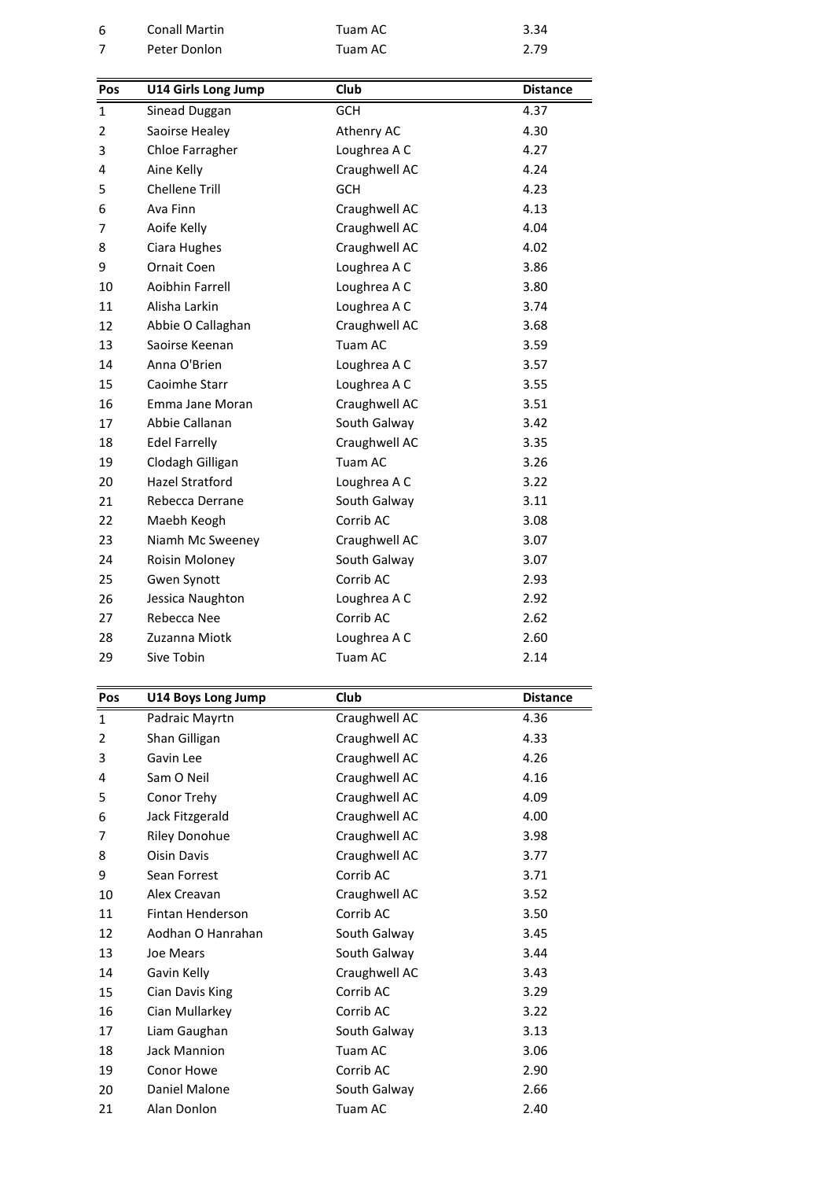| | | | |
|---|---|---|---|
| 6 | Conall Martin | Tuam AC | 3.34 |
| 7 | Peter Donlon | Tuam AC | 2.79 |

| Pos | U14 Girls Long Jump | Club | Distance |
|---|---|---|---|
| 1 | Sinead Duggan | GCH | 4.37 |
| 2 | Saoirse Healey | Athenry AC | 4.30 |
| 3 | Chloe Farragher | Loughrea A C | 4.27 |
| 4 | Aine Kelly | Craughwell AC | 4.24 |
| 5 | Chellene Trill | GCH | 4.23 |
| 6 | Ava Finn | Craughwell AC | 4.13 |
| 7 | Aoife Kelly | Craughwell AC | 4.04 |
| 8 | Ciara Hughes | Craughwell AC | 4.02 |
| 9 | Ornait Coen | Loughrea A C | 3.86 |
| 10 | Aoibhin Farrell | Loughrea A C | 3.80 |
| 11 | Alisha Larkin | Loughrea A C | 3.74 |
| 12 | Abbie O Callaghan | Craughwell AC | 3.68 |
| 13 | Saoirse Keenan | Tuam AC | 3.59 |
| 14 | Anna O'Brien | Loughrea A C | 3.57 |
| 15 | Caoimhe Starr | Loughrea A C | 3.55 |
| 16 | Emma Jane Moran | Craughwell AC | 3.51 |
| 17 | Abbie Callanan | South Galway | 3.42 |
| 18 | Edel Farrelly | Craughwell AC | 3.35 |
| 19 | Clodagh Gilligan | Tuam AC | 3.26 |
| 20 | Hazel Stratford | Loughrea A C | 3.22 |
| 21 | Rebecca Derrane | South Galway | 3.11 |
| 22 | Maebh Keogh | Corrib AC | 3.08 |
| 23 | Niamh Mc Sweeney | Craughwell AC | 3.07 |
| 24 | Roisin Moloney | South Galway | 3.07 |
| 25 | Gwen Synott | Corrib AC | 2.93 |
| 26 | Jessica Naughton | Loughrea A C | 2.92 |
| 27 | Rebecca Nee | Corrib AC | 2.62 |
| 28 | Zuzanna Miotk | Loughrea A C | 2.60 |
| 29 | Sive Tobin | Tuam AC | 2.14 |

| Pos | U14 Boys Long Jump | Club | Distance |
|---|---|---|---|
| 1 | Padraic Mayrtn | Craughwell AC | 4.36 |
| 2 | Shan Gilligan | Craughwell AC | 4.33 |
| 3 | Gavin Lee | Craughwell AC | 4.26 |
| 4 | Sam O Neil | Craughwell AC | 4.16 |
| 5 | Conor Trehy | Craughwell AC | 4.09 |
| 6 | Jack Fitzgerald | Craughwell AC | 4.00 |
| 7 | Riley Donohue | Craughwell AC | 3.98 |
| 8 | Oisin Davis | Craughwell AC | 3.77 |
| 9 | Sean Forrest | Corrib AC | 3.71 |
| 10 | Alex Creavan | Craughwell AC | 3.52 |
| 11 | Fintan Henderson | Corrib AC | 3.50 |
| 12 | Aodhan O Hanrahan | South Galway | 3.45 |
| 13 | Joe Mears | South Galway | 3.44 |
| 14 | Gavin Kelly | Craughwell AC | 3.43 |
| 15 | Cian Davis King | Corrib AC | 3.29 |
| 16 | Cian Mullarkey | Corrib AC | 3.22 |
| 17 | Liam Gaughan | South Galway | 3.13 |
| 18 | Jack Mannion | Tuam AC | 3.06 |
| 19 | Conor Howe | Corrib AC | 2.90 |
| 20 | Daniel Malone | South Galway | 2.66 |
| 21 | Alan Donlon | Tuam AC | 2.40 |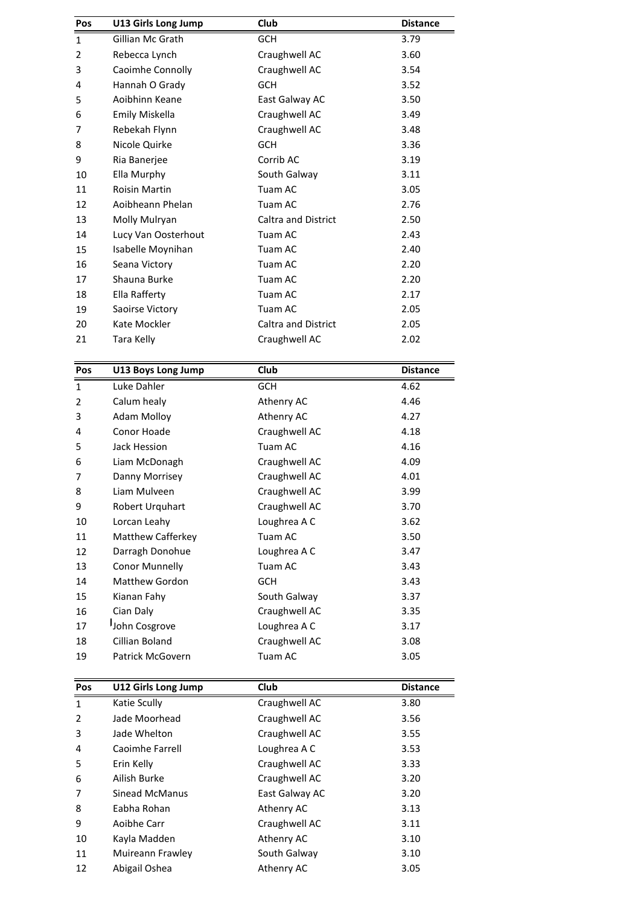| Pos | U13 Girls Long Jump | Club | Distance |
|---|---|---|---|
| 1 | Gillian Mc Grath | GCH | 3.79 |
| 2 | Rebecca Lynch | Craughwell AC | 3.60 |
| 3 | Caoimhe Connolly | Craughwell AC | 3.54 |
| 4 | Hannah O Grady | GCH | 3.52 |
| 5 | Aoibhinn Keane | East Galway AC | 3.50 |
| 6 | Emily Miskella | Craughwell AC | 3.49 |
| 7 | Rebekah Flynn | Craughwell AC | 3.48 |
| 8 | Nicole Quirke | GCH | 3.36 |
| 9 | Ria Banerjee | Corrib AC | 3.19 |
| 10 | Ella Murphy | South Galway | 3.11 |
| 11 | Roisin Martin | Tuam AC | 3.05 |
| 12 | Aoibheann Phelan | Tuam AC | 2.76 |
| 13 | Molly Mulryan | Caltra and District | 2.50 |
| 14 | Lucy Van Oosterhout | Tuam AC | 2.43 |
| 15 | Isabelle Moynihan | Tuam AC | 2.40 |
| 16 | Seana Victory | Tuam AC | 2.20 |
| 17 | Shauna Burke | Tuam AC | 2.20 |
| 18 | Ella Rafferty | Tuam AC | 2.17 |
| 19 | Saoirse Victory | Tuam AC | 2.05 |
| 20 | Kate Mockler | Caltra and District | 2.05 |
| 21 | Tara Kelly | Craughwell AC | 2.02 |

| Pos | U13 Boys Long Jump | Club | Distance |
|---|---|---|---|
| 1 | Luke Dahler | GCH | 4.62 |
| 2 | Calum healy | Athenry AC | 4.46 |
| 3 | Adam Molloy | Athenry AC | 4.27 |
| 4 | Conor Hoade | Craughwell AC | 4.18 |
| 5 | Jack Hession | Tuam AC | 4.16 |
| 6 | Liam McDonagh | Craughwell AC | 4.09 |
| 7 | Danny Morrisey | Craughwell AC | 4.01 |
| 8 | Liam Mulveen | Craughwell AC | 3.99 |
| 9 | Robert Urquhart | Craughwell AC | 3.70 |
| 10 | Lorcan Leahy | Loughrea A C | 3.62 |
| 11 | Matthew Cafferkey | Tuam AC | 3.50 |
| 12 | Darragh Donohue | Loughrea A C | 3.47 |
| 13 | Conor Munnelly | Tuam AC | 3.43 |
| 14 | Matthew Gordon | GCH | 3.43 |
| 15 | Kianan Fahy | South Galway | 3.37 |
| 16 | Cian Daly | Craughwell AC | 3.35 |
| 17 | John Cosgrove | Loughrea A C | 3.17 |
| 18 | Cillian Boland | Craughwell AC | 3.08 |
| 19 | Patrick McGovern | Tuam AC | 3.05 |

| Pos | U12 Girls Long Jump | Club | Distance |
|---|---|---|---|
| 1 | Katie Scully | Craughwell AC | 3.80 |
| 2 | Jade Moorhead | Craughwell AC | 3.56 |
| 3 | Jade Whelton | Craughwell AC | 3.55 |
| 4 | Caoimhe Farrell | Loughrea A C | 3.53 |
| 5 | Erin Kelly | Craughwell AC | 3.33 |
| 6 | Ailish Burke | Craughwell AC | 3.20 |
| 7 | Sinead McManus | East Galway AC | 3.20 |
| 8 | Eabha Rohan | Athenry AC | 3.13 |
| 9 | Aoibhe Carr | Craughwell AC | 3.11 |
| 10 | Kayla Madden | Athenry AC | 3.10 |
| 11 | Muireann Frawley | South Galway | 3.10 |
| 12 | Abigail Oshea | Athenry AC | 3.05 |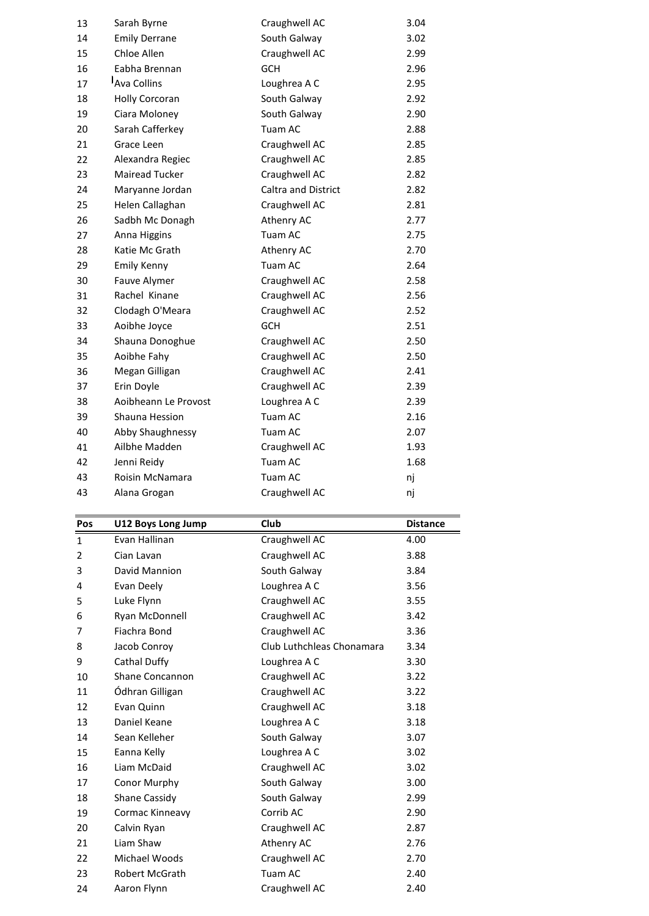| | | | |
|---|---|---|---|
| 13 | Sarah Byrne | Craughwell AC | 3.04 |
| 14 | Emily Derrane | South Galway | 3.02 |
| 15 | Chloe Allen | Craughwell AC | 2.99 |
| 16 | Eabha Brennan | GCH | 2.96 |
| 17 | Ava Collins | Loughrea A C | 2.95 |
| 18 | Holly Corcoran | South Galway | 2.92 |
| 19 | Ciara Moloney | South Galway | 2.90 |
| 20 | Sarah Cafferkey | Tuam AC | 2.88 |
| 21 | Grace Leen | Craughwell AC | 2.85 |
| 22 | Alexandra Regiec | Craughwell AC | 2.85 |
| 23 | Mairead Tucker | Craughwell AC | 2.82 |
| 24 | Maryanne Jordan | Caltra and District | 2.82 |
| 25 | Helen Callaghan | Craughwell AC | 2.81 |
| 26 | Sadbh Mc Donagh | Athenry AC | 2.77 |
| 27 | Anna Higgins | Tuam AC | 2.75 |
| 28 | Katie Mc Grath | Athenry AC | 2.70 |
| 29 | Emily Kenny | Tuam AC | 2.64 |
| 30 | Fauve Alymer | Craughwell AC | 2.58 |
| 31 | Rachel Kinane | Craughwell AC | 2.56 |
| 32 | Clodagh O'Meara | Craughwell AC | 2.52 |
| 33 | Aoibhe Joyce | GCH | 2.51 |
| 34 | Shauna Donoghue | Craughwell AC | 2.50 |
| 35 | Aoibhe Fahy | Craughwell AC | 2.50 |
| 36 | Megan Gilligan | Craughwell AC | 2.41 |
| 37 | Erin Doyle | Craughwell AC | 2.39 |
| 38 | Aoibheann Le Provost | Loughrea A C | 2.39 |
| 39 | Shauna Hession | Tuam AC | 2.16 |
| 40 | Abby Shaughnessy | Tuam AC | 2.07 |
| 41 | Ailbhe Madden | Craughwell AC | 1.93 |
| 42 | Jenni Reidy | Tuam AC | 1.68 |
| 43 | Roisin McNamara | Tuam AC | nj |
| 43 | Alana Grogan | Craughwell AC | nj |

| Pos | U12 Boys Long Jump | Club | Distance |
|---|---|---|---|
| 1 | Evan Hallinan | Craughwell AC | 4.00 |
| 2 | Cian Lavan | Craughwell AC | 3.88 |
| 3 | David Mannion | South Galway | 3.84 |
| 4 | Evan Deely | Loughrea A C | 3.56 |
| 5 | Luke Flynn | Craughwell AC | 3.55 |
| 6 | Ryan McDonnell | Craughwell AC | 3.42 |
| 7 | Fiachra Bond | Craughwell AC | 3.36 |
| 8 | Jacob Conroy | Club Luthchleas Chonamara | 3.34 |
| 9 | Cathal Duffy | Loughrea A C | 3.30 |
| 10 | Shane Concannon | Craughwell AC | 3.22 |
| 11 | Ódhran Gilligan | Craughwell AC | 3.22 |
| 12 | Evan Quinn | Craughwell AC | 3.18 |
| 13 | Daniel Keane | Loughrea A C | 3.18 |
| 14 | Sean Kelleher | South Galway | 3.07 |
| 15 | Eanna Kelly | Loughrea A C | 3.02 |
| 16 | Liam McDaid | Craughwell AC | 3.02 |
| 17 | Conor Murphy | South Galway | 3.00 |
| 18 | Shane Cassidy | South Galway | 2.99 |
| 19 | Cormac Kinneavy | Corrib AC | 2.90 |
| 20 | Calvin Ryan | Craughwell AC | 2.87 |
| 21 | Liam Shaw | Athenry AC | 2.76 |
| 22 | Michael Woods | Craughwell AC | 2.70 |
| 23 | Robert McGrath | Tuam AC | 2.40 |
| 24 | Aaron Flynn | Craughwell AC | 2.40 |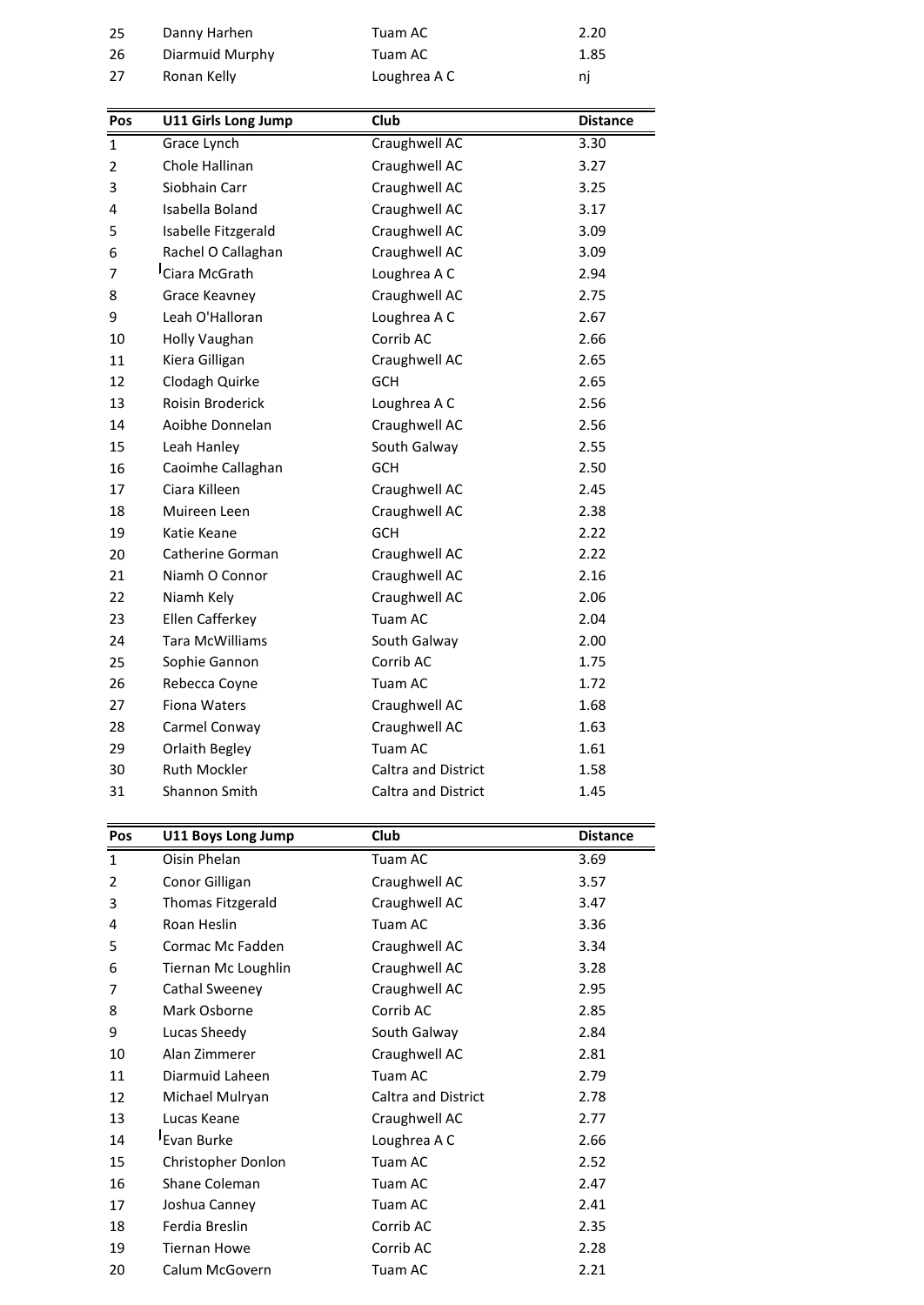| 25 | Danny Harhen | Tuam AC | 2.20 |
|---|---|---|---|
| 26 | Diarmuid Murphy | Tuam AC | 1.85 |
| 27 | Ronan Kelly | Loughrea A C | nj |

| Pos | U11 Girls Long Jump | Club | Distance |
|---|---|---|---|
| 1 | Grace Lynch | Craughwell AC | 3.30 |
| 2 | Chole Hallinan | Craughwell AC | 3.27 |
| 3 | Siobhain Carr | Craughwell AC | 3.25 |
| 4 | Isabella Boland | Craughwell AC | 3.17 |
| 5 | Isabelle Fitzgerald | Craughwell AC | 3.09 |
| 6 | Rachel O Callaghan | Craughwell AC | 3.09 |
| 7 | Ciara McGrath | Loughrea A C | 2.94 |
| 8 | Grace Keavney | Craughwell AC | 2.75 |
| 9 | Leah O'Halloran | Loughrea A C | 2.67 |
| 10 | Holly Vaughan | Corrib AC | 2.66 |
| 11 | Kiera Gilligan | Craughwell AC | 2.65 |
| 12 | Clodagh Quirke | GCH | 2.65 |
| 13 | Roisin Broderick | Loughrea A C | 2.56 |
| 14 | Aoibhe Donnelan | Craughwell AC | 2.56 |
| 15 | Leah Hanley | South Galway | 2.55 |
| 16 | Caoimhe Callaghan | GCH | 2.50 |
| 17 | Ciara Killeen | Craughwell AC | 2.45 |
| 18 | Muireen Leen | Craughwell AC | 2.38 |
| 19 | Katie Keane | GCH | 2.22 |
| 20 | Catherine Gorman | Craughwell AC | 2.22 |
| 21 | Niamh O Connor | Craughwell AC | 2.16 |
| 22 | Niamh Kely | Craughwell AC | 2.06 |
| 23 | Ellen Cafferkey | Tuam AC | 2.04 |
| 24 | Tara McWilliams | South Galway | 2.00 |
| 25 | Sophie Gannon | Corrib AC | 1.75 |
| 26 | Rebecca Coyne | Tuam AC | 1.72 |
| 27 | Fiona Waters | Craughwell AC | 1.68 |
| 28 | Carmel Conway | Craughwell AC | 1.63 |
| 29 | Orlaith Begley | Tuam AC | 1.61 |
| 30 | Ruth Mockler | Caltra and District | 1.58 |
| 31 | Shannon Smith | Caltra and District | 1.45 |

| Pos | U11 Boys Long Jump | Club | Distance |
|---|---|---|---|
| 1 | Oisin Phelan | Tuam AC | 3.69 |
| 2 | Conor Gilligan | Craughwell AC | 3.57 |
| 3 | Thomas Fitzgerald | Craughwell AC | 3.47 |
| 4 | Roan Heslin | Tuam AC | 3.36 |
| 5 | Cormac Mc Fadden | Craughwell AC | 3.34 |
| 6 | Tiernan Mc Loughlin | Craughwell AC | 3.28 |
| 7 | Cathal Sweeney | Craughwell AC | 2.95 |
| 8 | Mark Osborne | Corrib AC | 2.85 |
| 9 | Lucas Sheedy | South Galway | 2.84 |
| 10 | Alan Zimmerer | Craughwell AC | 2.81 |
| 11 | Diarmuid Laheen | Tuam AC | 2.79 |
| 12 | Michael Mulryan | Caltra and District | 2.78 |
| 13 | Lucas Keane | Craughwell AC | 2.77 |
| 14 | Evan Burke | Loughrea A C | 2.66 |
| 15 | Christopher Donlon | Tuam AC | 2.52 |
| 16 | Shane Coleman | Tuam AC | 2.47 |
| 17 | Joshua Canney | Tuam AC | 2.41 |
| 18 | Ferdia Breslin | Corrib AC | 2.35 |
| 19 | Tiernan Howe | Corrib AC | 2.28 |
| 20 | Calum McGovern | Tuam AC | 2.21 |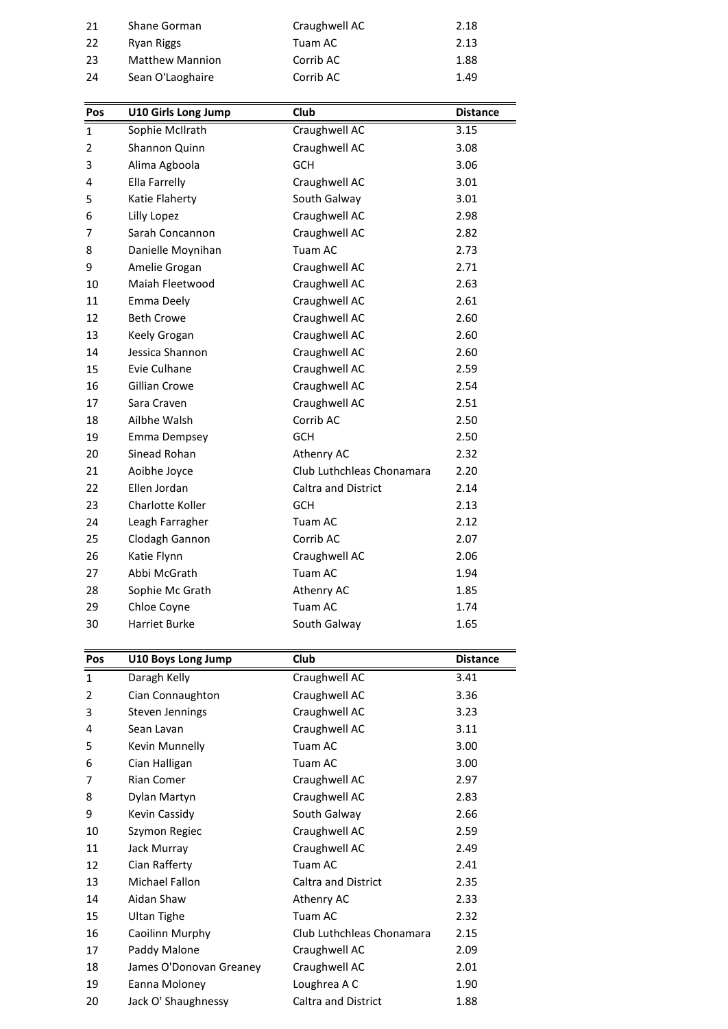| Pos | | | |
|---|---|---|---|
| 21 | Shane Gorman | Craughwell AC | 2.18 |
| 22 | Ryan Riggs | Tuam AC | 2.13 |
| 23 | Matthew Mannion | Corrib AC | 1.88 |
| 24 | Sean O'Laoghaire | Corrib AC | 1.49 |

| Pos | U10 Girls Long Jump | Club | Distance |
|---|---|---|---|
| 1 | Sophie McIlrath | Craughwell AC | 3.15 |
| 2 | Shannon Quinn | Craughwell AC | 3.08 |
| 3 | Alima Agboola | GCH | 3.06 |
| 4 | Ella Farrelly | Craughwell AC | 3.01 |
| 5 | Katie Flaherty | South Galway | 3.01 |
| 6 | Lilly Lopez | Craughwell AC | 2.98 |
| 7 | Sarah Concannon | Craughwell AC | 2.82 |
| 8 | Danielle Moynihan | Tuam AC | 2.73 |
| 9 | Amelie Grogan | Craughwell AC | 2.71 |
| 10 | Maiah Fleetwood | Craughwell AC | 2.63 |
| 11 | Emma Deely | Craughwell AC | 2.61 |
| 12 | Beth Crowe | Craughwell AC | 2.60 |
| 13 | Keely Grogan | Craughwell AC | 2.60 |
| 14 | Jessica Shannon | Craughwell AC | 2.60 |
| 15 | Evie Culhane | Craughwell AC | 2.59 |
| 16 | Gillian Crowe | Craughwell AC | 2.54 |
| 17 | Sara Craven | Craughwell AC | 2.51 |
| 18 | Ailbhe Walsh | Corrib AC | 2.50 |
| 19 | Emma Dempsey | GCH | 2.50 |
| 20 | Sinead Rohan | Athenry AC | 2.32 |
| 21 | Aoibhe Joyce | Club Luthchleas Chonamara | 2.20 |
| 22 | Ellen Jordan | Caltra and District | 2.14 |
| 23 | Charlotte Koller | GCH | 2.13 |
| 24 | Leagh Farragher | Tuam AC | 2.12 |
| 25 | Clodagh Gannon | Corrib AC | 2.07 |
| 26 | Katie Flynn | Craughwell AC | 2.06 |
| 27 | Abbi McGrath | Tuam AC | 1.94 |
| 28 | Sophie Mc Grath | Athenry AC | 1.85 |
| 29 | Chloe Coyne | Tuam AC | 1.74 |
| 30 | Harriet Burke | South Galway | 1.65 |

| Pos | U10 Boys Long Jump | Club | Distance |
|---|---|---|---|
| 1 | Daragh Kelly | Craughwell AC | 3.41 |
| 2 | Cian Connaughton | Craughwell AC | 3.36 |
| 3 | Steven Jennings | Craughwell AC | 3.23 |
| 4 | Sean Lavan | Craughwell AC | 3.11 |
| 5 | Kevin Munnelly | Tuam AC | 3.00 |
| 6 | Cian Halligan | Tuam AC | 3.00 |
| 7 | Rian Comer | Craughwell AC | 2.97 |
| 8 | Dylan Martyn | Craughwell AC | 2.83 |
| 9 | Kevin Cassidy | South Galway | 2.66 |
| 10 | Szymon Regiec | Craughwell AC | 2.59 |
| 11 | Jack Murray | Craughwell AC | 2.49 |
| 12 | Cian Rafferty | Tuam AC | 2.41 |
| 13 | Michael Fallon | Caltra and District | 2.35 |
| 14 | Aidan Shaw | Athenry AC | 2.33 |
| 15 | Ultan Tighe | Tuam AC | 2.32 |
| 16 | Caoilinn Murphy | Club Luthchleas Chonamara | 2.15 |
| 17 | Paddy Malone | Craughwell AC | 2.09 |
| 18 | James O'Donovan Greaney | Craughwell AC | 2.01 |
| 19 | Eanna Moloney | Loughrea A C | 1.90 |
| 20 | Jack O' Shaughnessy | Caltra and District | 1.88 |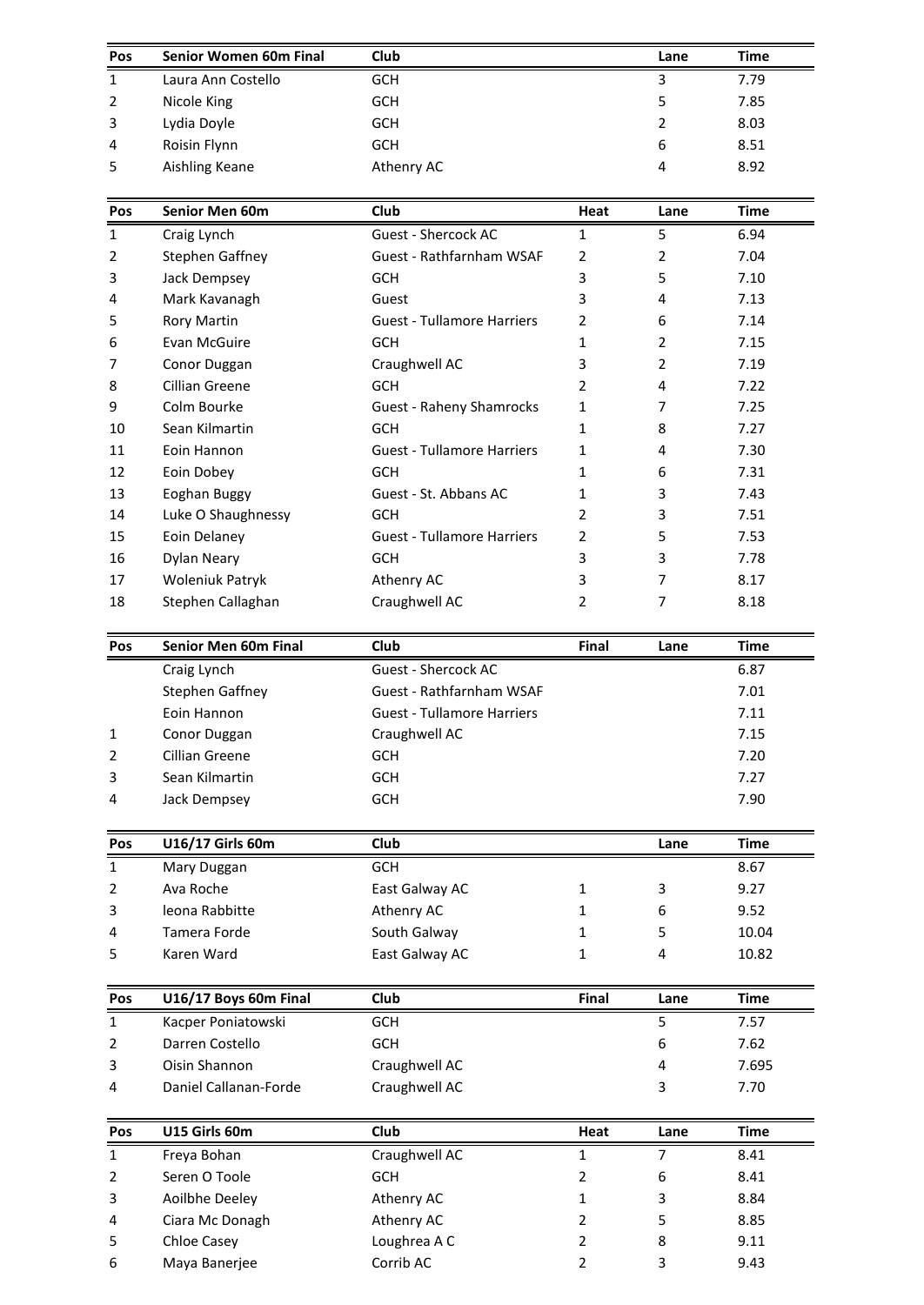| Pos | Senior Women 60m Final | Club | | Lane | Time |
|---|---|---|---|---|---|
| 1 | Laura Ann Costello | GCH | | 3 | 7.79 |
| 2 | Nicole King | GCH | | 5 | 7.85 |
| 3 | Lydia Doyle | GCH | | 2 | 8.03 |
| 4 | Roisin Flynn | GCH | | 6 | 8.51 |
| 5 | Aishling Keane | Athenry AC | | 4 | 8.92 |

| Pos | Senior Men 60m | Club | Heat | Lane | Time |
|---|---|---|---|---|---|
| 1 | Craig Lynch | Guest - Shercock AC | 1 | 5 | 6.94 |
| 2 | Stephen Gaffney | Guest - Rathfarnham WSAF | 2 | 2 | 7.04 |
| 3 | Jack Dempsey | GCH | 3 | 5 | 7.10 |
| 4 | Mark Kavanagh | Guest | 3 | 4 | 7.13 |
| 5 | Rory Martin | Guest - Tullamore Harriers | 2 | 6 | 7.14 |
| 6 | Evan McGuire | GCH | 1 | 2 | 7.15 |
| 7 | Conor Duggan | Craughwell AC | 3 | 2 | 7.19 |
| 8 | Cillian Greene | GCH | 2 | 4 | 7.22 |
| 9 | Colm Bourke | Guest - Raheny Shamrocks | 1 | 7 | 7.25 |
| 10 | Sean Kilmartin | GCH | 1 | 8 | 7.27 |
| 11 | Eoin Hannon | Guest - Tullamore Harriers | 1 | 4 | 7.30 |
| 12 | Eoin Dobey | GCH | 1 | 6 | 7.31 |
| 13 | Eoghan Buggy | Guest - St. Abbans AC | 1 | 3 | 7.43 |
| 14 | Luke O Shaughnessy | GCH | 2 | 3 | 7.51 |
| 15 | Eoin Delaney | Guest - Tullamore Harriers | 2 | 5 | 7.53 |
| 16 | Dylan Neary | GCH | 3 | 3 | 7.78 |
| 17 | Woleniuk Patryk | Athenry AC | 3 | 7 | 8.17 |
| 18 | Stephen Callaghan | Craughwell AC | 2 | 7 | 8.18 |

| Pos | Senior Men 60m Final | Club | Final | Lane | Time |
|---|---|---|---|---|---|
| | Craig Lynch | Guest - Shercock AC | | | 6.87 |
| | Stephen Gaffney | Guest - Rathfarnham WSAF | | | 7.01 |
| | Eoin Hannon | Guest - Tullamore Harriers | | | 7.11 |
| 1 | Conor Duggan | Craughwell AC | | | 7.15 |
| 2 | Cillian Greene | GCH | | | 7.20 |
| 3 | Sean Kilmartin | GCH | | | 7.27 |
| 4 | Jack Dempsey | GCH | | | 7.90 |

| Pos | U16/17 Girls 60m | Club | | Lane | Time |
|---|---|---|---|---|---|
| 1 | Mary Duggan | GCH | | | 8.67 |
| 2 | Ava Roche | East Galway AC | 1 | 3 | 9.27 |
| 3 | leona Rabbitte | Athenry AC | 1 | 6 | 9.52 |
| 4 | Tamera Forde | South Galway | 1 | 5 | 10.04 |
| 5 | Karen Ward | East Galway AC | 1 | 4 | 10.82 |

| Pos | U16/17 Boys 60m Final | Club | Final | Lane | Time |
|---|---|---|---|---|---|
| 1 | Kacper Poniatowski | GCH | | 5 | 7.57 |
| 2 | Darren Costello | GCH | | 6 | 7.62 |
| 3 | Oisin Shannon | Craughwell AC | | 4 | 7.695 |
| 4 | Daniel Callanan-Forde | Craughwell AC | | 3 | 7.70 |

| Pos | U15 Girls 60m | Club | Heat | Lane | Time |
|---|---|---|---|---|---|
| 1 | Freya Bohan | Craughwell AC | 1 | 7 | 8.41 |
| 2 | Seren O Toole | GCH | 2 | 6 | 8.41 |
| 3 | Aoilbhe Deeley | Athenry AC | 1 | 3 | 8.84 |
| 4 | Ciara Mc Donagh | Athenry AC | 2 | 5 | 8.85 |
| 5 | Chloe Casey | Loughrea A C | 2 | 8 | 9.11 |
| 6 | Maya Banerjee | Corrib AC | 2 | 3 | 9.43 |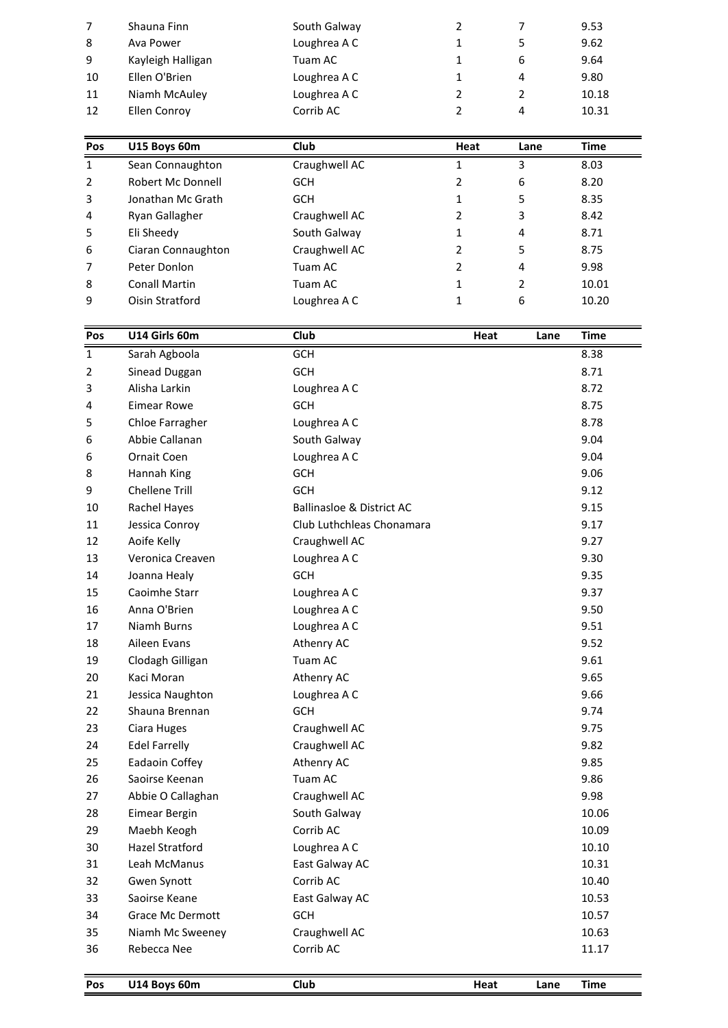| | | | | | |
|---|---|---|---|---|---|
| 7 | Shauna Finn | South Galway | 2 | 7 | 9.53 |
| 8 | Ava Power | Loughrea A C | 1 | 5 | 9.62 |
| 9 | Kayleigh Halligan | Tuam AC | 1 | 6 | 9.64 |
| 10 | Ellen O'Brien | Loughrea A C | 1 | 4 | 9.80 |
| 11 | Niamh McAuley | Loughrea A C | 2 | 2 | 10.18 |
| 12 | Ellen Conroy | Corrib AC | 2 | 4 | 10.31 |

| Pos | U15 Boys 60m | Club | Heat | Lane | Time |
|---|---|---|---|---|---|
| 1 | Sean Connaughton | Craughwell AC | 1 | 3 | 8.03 |
| 2 | Robert Mc Donnell | GCH | 2 | 6 | 8.20 |
| 3 | Jonathan Mc Grath | GCH | 1 | 5 | 8.35 |
| 4 | Ryan Gallagher | Craughwell AC | 2 | 3 | 8.42 |
| 5 | Eli Sheedy | South Galway | 1 | 4 | 8.71 |
| 6 | Ciaran Connaughton | Craughwell AC | 2 | 5 | 8.75 |
| 7 | Peter Donlon | Tuam AC | 2 | 4 | 9.98 |
| 8 | Conall Martin | Tuam AC | 1 | 2 | 10.01 |
| 9 | Oisin Stratford | Loughrea A C | 1 | 6 | 10.20 |

| Pos | U14 Girls 60m | Club | Heat | Lane | Time |
|---|---|---|---|---|---|
| 1 | Sarah Agboola | GCH | | | 8.38 |
| 2 | Sinead Duggan | GCH | | | 8.71 |
| 3 | Alisha Larkin | Loughrea A C | | | 8.72 |
| 4 | Eimear Rowe | GCH | | | 8.75 |
| 5 | Chloe Farragher | Loughrea A C | | | 8.78 |
| 6 | Abbie Callanan | South Galway | | | 9.04 |
| 6 | Ornait Coen | Loughrea A C | | | 9.04 |
| 8 | Hannah King | GCH | | | 9.06 |
| 9 | Chellene Trill | GCH | | | 9.12 |
| 10 | Rachel Hayes | Ballinasloe & District AC | | | 9.15 |
| 11 | Jessica Conroy | Club Luthchleas Chonamara | | | 9.17 |
| 12 | Aoife Kelly | Craughwell AC | | | 9.27 |
| 13 | Veronica Creaven | Loughrea A C | | | 9.30 |
| 14 | Joanna Healy | GCH | | | 9.35 |
| 15 | Caoimhe Starr | Loughrea A C | | | 9.37 |
| 16 | Anna O'Brien | Loughrea A C | | | 9.50 |
| 17 | Niamh Burns | Loughrea A C | | | 9.51 |
| 18 | Aileen Evans | Athenry AC | | | 9.52 |
| 19 | Clodagh Gilligan | Tuam AC | | | 9.61 |
| 20 | Kaci Moran | Athenry AC | | | 9.65 |
| 21 | Jessica Naughton | Loughrea A C | | | 9.66 |
| 22 | Shauna Brennan | GCH | | | 9.74 |
| 23 | Ciara Huges | Craughwell AC | | | 9.75 |
| 24 | Edel Farrelly | Craughwell AC | | | 9.82 |
| 25 | Eadaoin Coffey | Athenry AC | | | 9.85 |
| 26 | Saoirse Keenan | Tuam AC | | | 9.86 |
| 27 | Abbie O Callaghan | Craughwell AC | | | 9.98 |
| 28 | Eimear Bergin | South Galway | | | 10.06 |
| 29 | Maebh Keogh | Corrib AC | | | 10.09 |
| 30 | Hazel Stratford | Loughrea A C | | | 10.10 |
| 31 | Leah McManus | East Galway AC | | | 10.31 |
| 32 | Gwen Synott | Corrib AC | | | 10.40 |
| 33 | Saoirse Keane | East Galway AC | | | 10.53 |
| 34 | Grace Mc Dermott | GCH | | | 10.57 |
| 35 | Niamh Mc Sweeney | Craughwell AC | | | 10.63 |
| 36 | Rebecca Nee | Corrib AC | | | 11.17 |

| Pos | U14 Boys 60m | Club | Heat | Lane | Time |
|---|---|---|---|---|---|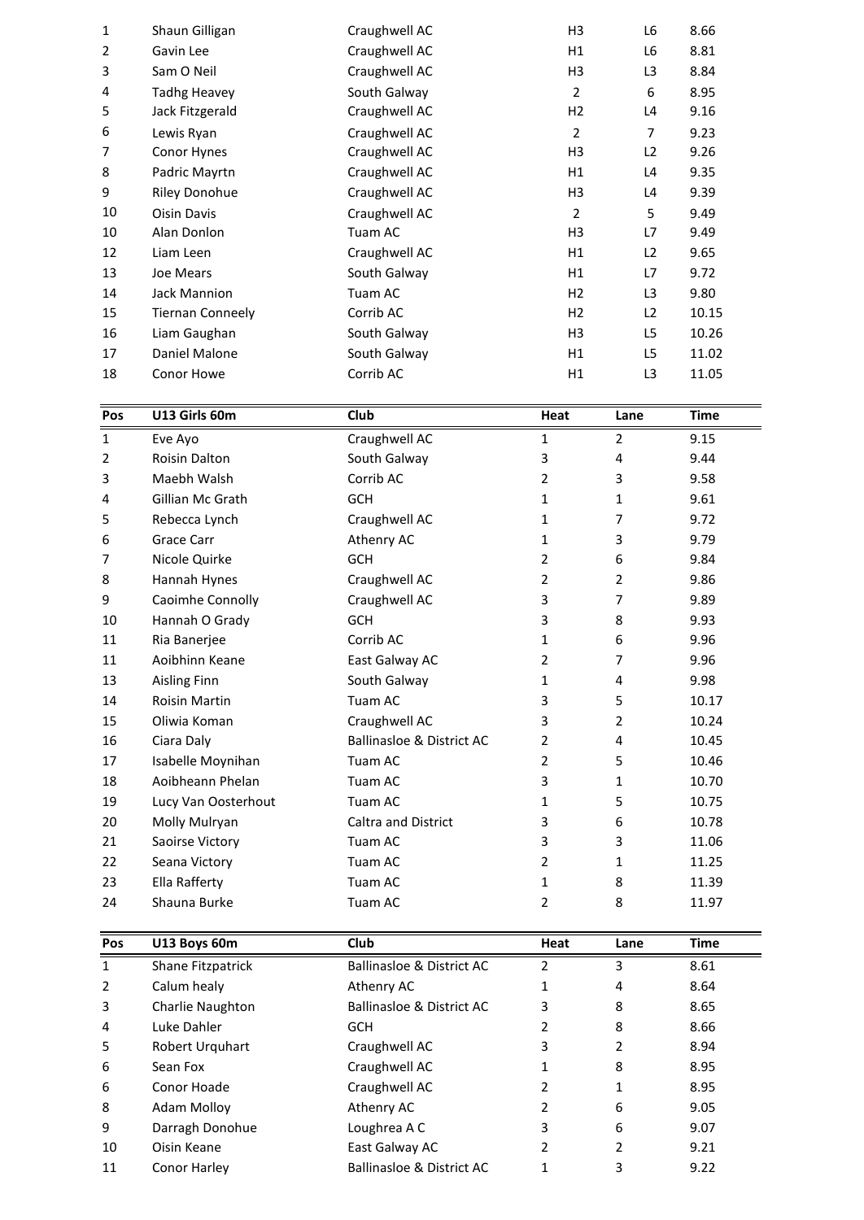| | | | | | |
|---|---|---|---|---|---|
| 1 | Shaun Gilligan | Craughwell AC | H3 | L6 | 8.66 |
| 2 | Gavin Lee | Craughwell AC | H1 | L6 | 8.81 |
| 3 | Sam O Neil | Craughwell AC | H3 | L3 | 8.84 |
| 4 | Tadhg Heavey | South Galway | 2 | 6 | 8.95 |
| 5 | Jack Fitzgerald | Craughwell AC | H2 | L4 | 9.16 |
| 6 | Lewis Ryan | Craughwell AC | 2 | 7 | 9.23 |
| 7 | Conor Hynes | Craughwell AC | H3 | L2 | 9.26 |
| 8 | Padric Mayrtn | Craughwell AC | H1 | L4 | 9.35 |
| 9 | Riley Donohue | Craughwell AC | H3 | L4 | 9.39 |
| 10 | Oisin Davis | Craughwell AC | 2 | 5 | 9.49 |
| 10 | Alan Donlon | Tuam AC | H3 | L7 | 9.49 |
| 12 | Liam Leen | Craughwell AC | H1 | L2 | 9.65 |
| 13 | Joe Mears | South Galway | H1 | L7 | 9.72 |
| 14 | Jack Mannion | Tuam AC | H2 | L3 | 9.80 |
| 15 | Tiernan Conneely | Corrib AC | H2 | L2 | 10.15 |
| 16 | Liam Gaughan | South Galway | H3 | L5 | 10.26 |
| 17 | Daniel Malone | South Galway | H1 | L5 | 11.02 |
| 18 | Conor Howe | Corrib AC | H1 | L3 | 11.05 |

| Pos | U13 Girls 60m | Club | Heat | Lane | Time |
|---|---|---|---|---|---|
| 1 | Eve Ayo | Craughwell AC | 1 | 2 | 9.15 |
| 2 | Roisin Dalton | South Galway | 3 | 4 | 9.44 |
| 3 | Maebh Walsh | Corrib AC | 2 | 3 | 9.58 |
| 4 | Gillian Mc Grath | GCH | 1 | 1 | 9.61 |
| 5 | Rebecca Lynch | Craughwell AC | 1 | 7 | 9.72 |
| 6 | Grace Carr | Athenry AC | 1 | 3 | 9.79 |
| 7 | Nicole Quirke | GCH | 2 | 6 | 9.84 |
| 8 | Hannah Hynes | Craughwell AC | 2 | 2 | 9.86 |
| 9 | Caoimhe Connolly | Craughwell AC | 3 | 7 | 9.89 |
| 10 | Hannah O Grady | GCH | 3 | 8 | 9.93 |
| 11 | Ria Banerjee | Corrib AC | 1 | 6 | 9.96 |
| 11 | Aoibhinn Keane | East Galway AC | 2 | 7 | 9.96 |
| 13 | Aisling Finn | South Galway | 1 | 4 | 9.98 |
| 14 | Roisin Martin | Tuam AC | 3 | 5 | 10.17 |
| 15 | Oliwia Koman | Craughwell AC | 3 | 2 | 10.24 |
| 16 | Ciara Daly | Ballinasloe & District AC | 2 | 4 | 10.45 |
| 17 | Isabelle Moynihan | Tuam AC | 2 | 5 | 10.46 |
| 18 | Aoibheann Phelan | Tuam AC | 3 | 1 | 10.70 |
| 19 | Lucy Van Oosterhout | Tuam AC | 1 | 5 | 10.75 |
| 20 | Molly Mulryan | Caltra and District | 3 | 6 | 10.78 |
| 21 | Saoirse Victory | Tuam AC | 3 | 3 | 11.06 |
| 22 | Seana Victory | Tuam AC | 2 | 1 | 11.25 |
| 23 | Ella Rafferty | Tuam AC | 1 | 8 | 11.39 |
| 24 | Shauna Burke | Tuam AC | 2 | 8 | 11.97 |

| Pos | U13 Boys 60m | Club | Heat | Lane | Time |
|---|---|---|---|---|---|
| 1 | Shane Fitzpatrick | Ballinasloe & District AC | 2 | 3 | 8.61 |
| 2 | Calum healy | Athenry AC | 1 | 4 | 8.64 |
| 3 | Charlie Naughton | Ballinasloe & District AC | 3 | 8 | 8.65 |
| 4 | Luke Dahler | GCH | 2 | 8 | 8.66 |
| 5 | Robert Urquhart | Craughwell AC | 3 | 2 | 8.94 |
| 6 | Sean Fox | Craughwell AC | 1 | 8 | 8.95 |
| 6 | Conor Hoade | Craughwell AC | 2 | 1 | 8.95 |
| 8 | Adam Molloy | Athenry AC | 2 | 6 | 9.05 |
| 9 | Darragh Donohue | Loughrea A C | 3 | 6 | 9.07 |
| 10 | Oisin Keane | East Galway AC | 2 | 2 | 9.21 |
| 11 | Conor Harley | Ballinasloe & District AC | 1 | 3 | 9.22 |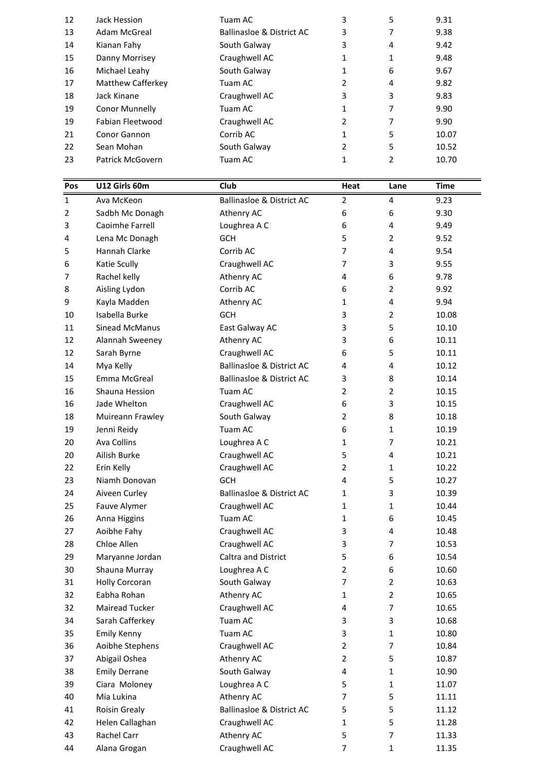| | | | | | |
|---|---|---|---|---|---|
| 12 | Jack Hession | Tuam AC | 3 | 5 | 9.31 |
| 13 | Adam McGreal | Ballinasloe & District AC | 3 | 7 | 9.38 |
| 14 | Kianan Fahy | South Galway | 3 | 4 | 9.42 |
| 15 | Danny Morrisey | Craughwell AC | 1 | 1 | 9.48 |
| 16 | Michael Leahy | South Galway | 1 | 6 | 9.67 |
| 17 | Matthew Cafferkey | Tuam AC | 2 | 4 | 9.82 |
| 18 | Jack Kinane | Craughwell AC | 3 | 3 | 9.83 |
| 19 | Conor Munnelly | Tuam AC | 1 | 7 | 9.90 |
| 19 | Fabian Fleetwood | Craughwell AC | 2 | 7 | 9.90 |
| 21 | Conor Gannon | Corrib AC | 1 | 5 | 10.07 |
| 22 | Sean Mohan | South Galway | 2 | 5 | 10.52 |
| 23 | Patrick McGovern | Tuam AC | 1 | 2 | 10.70 |

| Pos | U12 Girls 60m | Club | Heat | Lane | Time |
|---|---|---|---|---|---|
| 1 | Ava McKeon | Ballinasloe & District AC | 2 | 4 | 9.23 |
| 2 | Sadbh Mc Donagh | Athenry AC | 6 | 6 | 9.30 |
| 3 | Caoimhe Farrell | Loughrea A C | 6 | 4 | 9.49 |
| 4 | Lena Mc Donagh | GCH | 5 | 2 | 9.52 |
| 5 | Hannah Clarke | Corrib AC | 7 | 4 | 9.54 |
| 6 | Katie Scully | Craughwell AC | 7 | 3 | 9.55 |
| 7 | Rachel kelly | Athenry AC | 4 | 6 | 9.78 |
| 8 | Aisling Lydon | Corrib AC | 6 | 2 | 9.92 |
| 9 | Kayla Madden | Athenry AC | 1 | 4 | 9.94 |
| 10 | Isabella Burke | GCH | 3 | 2 | 10.08 |
| 11 | Sinead McManus | East Galway AC | 3 | 5 | 10.10 |
| 12 | Alannah Sweeney | Athenry AC | 3 | 6 | 10.11 |
| 12 | Sarah Byrne | Craughwell AC | 6 | 5 | 10.11 |
| 14 | Mya Kelly | Ballinasloe & District AC | 4 | 4 | 10.12 |
| 15 | Emma McGreal | Ballinasloe & District AC | 3 | 8 | 10.14 |
| 16 | Shauna Hession | Tuam AC | 2 | 2 | 10.15 |
| 16 | Jade Whelton | Craughwell AC | 6 | 3 | 10.15 |
| 18 | Muireann Frawley | South Galway | 2 | 8 | 10.18 |
| 19 | Jenni Reidy | Tuam AC | 6 | 1 | 10.19 |
| 20 | Ava Collins | Loughrea A C | 1 | 7 | 10.21 |
| 20 | Ailish Burke | Craughwell AC | 5 | 4 | 10.21 |
| 22 | Erin Kelly | Craughwell AC | 2 | 1 | 10.22 |
| 23 | Niamh Donovan | GCH | 4 | 5 | 10.27 |
| 24 | Aiveen Curley | Ballinasloe & District AC | 1 | 3 | 10.39 |
| 25 | Fauve Alymer | Craughwell AC | 1 | 1 | 10.44 |
| 26 | Anna Higgins | Tuam AC | 1 | 6 | 10.45 |
| 27 | Aoibhe Fahy | Craughwell AC | 3 | 4 | 10.48 |
| 28 | Chloe Allen | Craughwell AC | 3 | 7 | 10.53 |
| 29 | Maryanne Jordan | Caltra and District | 5 | 6 | 10.54 |
| 30 | Shauna Murray | Loughrea A C | 2 | 6 | 10.60 |
| 31 | Holly Corcoran | South Galway | 7 | 2 | 10.63 |
| 32 | Eabha Rohan | Athenry AC | 1 | 2 | 10.65 |
| 32 | Mairead Tucker | Craughwell AC | 4 | 7 | 10.65 |
| 34 | Sarah Cafferkey | Tuam AC | 3 | 3 | 10.68 |
| 35 | Emily Kenny | Tuam AC | 3 | 1 | 10.80 |
| 36 | Aoibhe Stephens | Craughwell AC | 2 | 7 | 10.84 |
| 37 | Abigail Oshea | Athenry AC | 2 | 5 | 10.87 |
| 38 | Emily Derrane | South Galway | 4 | 1 | 10.90 |
| 39 | Ciara Moloney | Loughrea A C | 5 | 1 | 11.07 |
| 40 | Mia Lukina | Athenry AC | 7 | 5 | 11.11 |
| 41 | Roisin Grealy | Ballinasloe & District AC | 5 | 5 | 11.12 |
| 42 | Helen Callaghan | Craughwell AC | 1 | 5 | 11.28 |
| 43 | Rachel Carr | Athenry AC | 5 | 7 | 11.33 |
| 44 | Alana Grogan | Craughwell AC | 7 | 1 | 11.35 |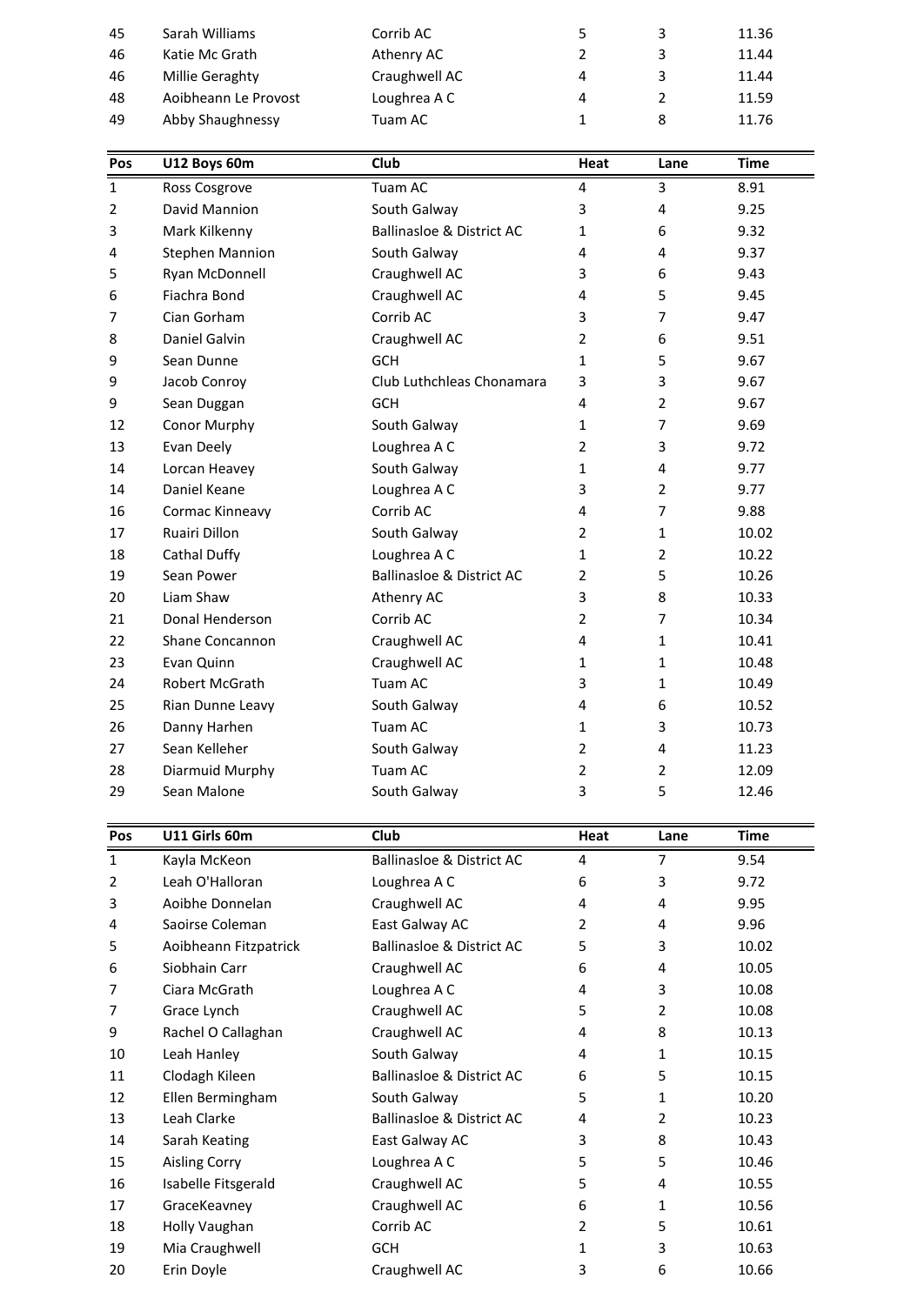| | | | | | |
|---|---|---|---|---|---|
| 45 | Sarah Williams | Corrib AC | 5 | 3 | 11.36 |
| 46 | Katie Mc Grath | Athenry AC | 2 | 3 | 11.44 |
| 46 | Millie Geraghty | Craughwell AC | 4 | 3 | 11.44 |
| 48 | Aoibheann Le Provost | Loughrea A C | 4 | 2 | 11.59 |
| 49 | Abby Shaughnessy | Tuam AC | 1 | 8 | 11.76 |

| Pos | U12 Boys 60m | Club | Heat | Lane | Time |
|---|---|---|---|---|---|
| 1 | Ross Cosgrove | Tuam AC | 4 | 3 | 8.91 |
| 2 | David Mannion | South Galway | 3 | 4 | 9.25 |
| 3 | Mark Kilkenny | Ballinasloe & District AC | 1 | 6 | 9.32 |
| 4 | Stephen Mannion | South Galway | 4 | 4 | 9.37 |
| 5 | Ryan McDonnell | Craughwell AC | 3 | 6 | 9.43 |
| 6 | Fiachra Bond | Craughwell AC | 4 | 5 | 9.45 |
| 7 | Cian Gorham | Corrib AC | 3 | 7 | 9.47 |
| 8 | Daniel Galvin | Craughwell AC | 2 | 6 | 9.51 |
| 9 | Sean Dunne | GCH | 1 | 5 | 9.67 |
| 9 | Jacob Conroy | Club Luthchleas Chonamara | 3 | 3 | 9.67 |
| 9 | Sean Duggan | GCH | 4 | 2 | 9.67 |
| 12 | Conor Murphy | South Galway | 1 | 7 | 9.69 |
| 13 | Evan Deely | Loughrea A C | 2 | 3 | 9.72 |
| 14 | Lorcan Heavey | South Galway | 1 | 4 | 9.77 |
| 14 | Daniel Keane | Loughrea A C | 3 | 2 | 9.77 |
| 16 | Cormac Kinneavy | Corrib AC | 4 | 7 | 9.88 |
| 17 | Ruairi Dillon | South Galway | 2 | 1 | 10.02 |
| 18 | Cathal Duffy | Loughrea A C | 1 | 2 | 10.22 |
| 19 | Sean Power | Ballinasloe & District AC | 2 | 5 | 10.26 |
| 20 | Liam Shaw | Athenry AC | 3 | 8 | 10.33 |
| 21 | Donal Henderson | Corrib AC | 2 | 7 | 10.34 |
| 22 | Shane Concannon | Craughwell AC | 4 | 1 | 10.41 |
| 23 | Evan Quinn | Craughwell AC | 1 | 1 | 10.48 |
| 24 | Robert McGrath | Tuam AC | 3 | 1 | 10.49 |
| 25 | Rian Dunne Leavy | South Galway | 4 | 6 | 10.52 |
| 26 | Danny Harhen | Tuam AC | 1 | 3 | 10.73 |
| 27 | Sean Kelleher | South Galway | 2 | 4 | 11.23 |
| 28 | Diarmuid Murphy | Tuam AC | 2 | 2 | 12.09 |
| 29 | Sean Malone | South Galway | 3 | 5 | 12.46 |

| Pos | U11 Girls 60m | Club | Heat | Lane | Time |
|---|---|---|---|---|---|
| 1 | Kayla McKeon | Ballinasloe & District AC | 4 | 7 | 9.54 |
| 2 | Leah O'Halloran | Loughrea A C | 6 | 3 | 9.72 |
| 3 | Aoibhe Donnelan | Craughwell AC | 4 | 4 | 9.95 |
| 4 | Saoirse Coleman | East Galway AC | 2 | 4 | 9.96 |
| 5 | Aoibheann Fitzpatrick | Ballinasloe & District AC | 5 | 3 | 10.02 |
| 6 | Siobhain Carr | Craughwell AC | 6 | 4 | 10.05 |
| 7 | Ciara McGrath | Loughrea A C | 4 | 3 | 10.08 |
| 7 | Grace Lynch | Craughwell AC | 5 | 2 | 10.08 |
| 9 | Rachel O Callaghan | Craughwell AC | 4 | 8 | 10.13 |
| 10 | Leah Hanley | South Galway | 4 | 1 | 10.15 |
| 11 | Clodagh Kileen | Ballinasloe & District AC | 6 | 5 | 10.15 |
| 12 | Ellen Bermingham | South Galway | 5 | 1 | 10.20 |
| 13 | Leah Clarke | Ballinasloe & District AC | 4 | 2 | 10.23 |
| 14 | Sarah Keating | East Galway AC | 3 | 8 | 10.43 |
| 15 | Aisling Corry | Loughrea A C | 5 | 5 | 10.46 |
| 16 | Isabelle Fitsgerald | Craughwell AC | 5 | 4 | 10.55 |
| 17 | GraceKeavney | Craughwell AC | 6 | 1 | 10.56 |
| 18 | Holly Vaughan | Corrib AC | 2 | 5 | 10.61 |
| 19 | Mia Craughwell | GCH | 1 | 3 | 10.63 |
| 20 | Erin Doyle | Craughwell AC | 3 | 6 | 10.66 |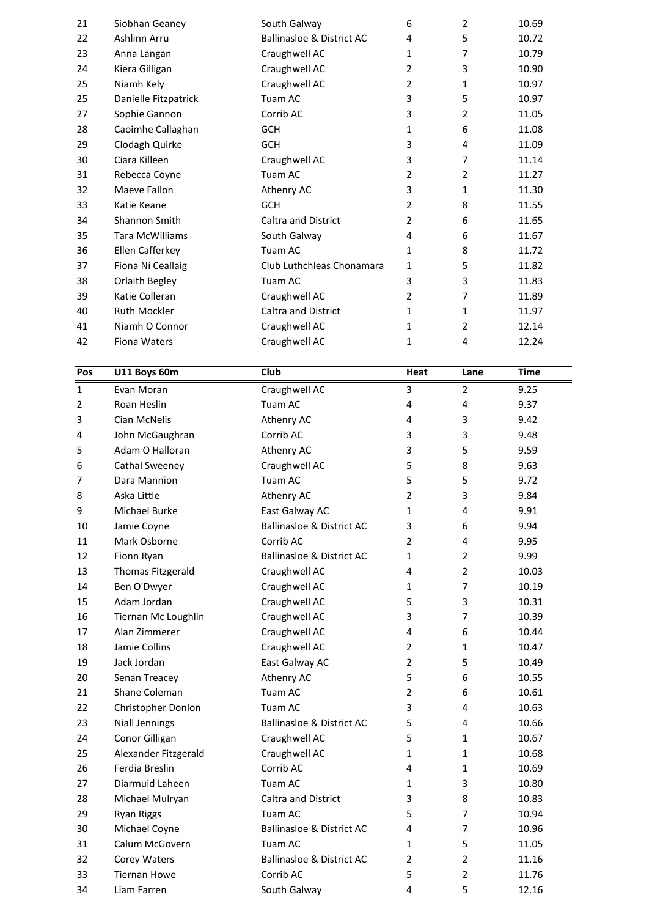| | | | | | |
|---|---|---|---|---|---|
| 21 | Siobhan Geaney | South Galway | 6 | 2 | 10.69 |
| 22 | Ashlinn Arru | Ballinasloe & District AC | 4 | 5 | 10.72 |
| 23 | Anna Langan | Craughwell AC | 1 | 7 | 10.79 |
| 24 | Kiera Gilligan | Craughwell AC | 2 | 3 | 10.90 |
| 25 | Niamh Kely | Craughwell AC | 2 | 1 | 10.97 |
| 25 | Danielle Fitzpatrick | Tuam AC | 3 | 5 | 10.97 |
| 27 | Sophie Gannon | Corrib AC | 3 | 2 | 11.05 |
| 28 | Caoimhe Callaghan | GCH | 1 | 6 | 11.08 |
| 29 | Clodagh Quirke | GCH | 3 | 4 | 11.09 |
| 30 | Ciara Killeen | Craughwell AC | 3 | 7 | 11.14 |
| 31 | Rebecca Coyne | Tuam AC | 2 | 2 | 11.27 |
| 32 | Maeve Fallon | Athenry AC | 3 | 1 | 11.30 |
| 33 | Katie Keane | GCH | 2 | 8 | 11.55 |
| 34 | Shannon Smith | Caltra and District | 2 | 6 | 11.65 |
| 35 | Tara McWilliams | South Galway | 4 | 6 | 11.67 |
| 36 | Ellen Cafferkey | Tuam AC | 1 | 8 | 11.72 |
| 37 | Fiona Ní Ceallaig | Club Luthchleas Chonamara | 1 | 5 | 11.82 |
| 38 | Orlaith Begley | Tuam AC | 3 | 3 | 11.83 |
| 39 | Katie Colleran | Craughwell AC | 2 | 7 | 11.89 |
| 40 | Ruth Mockler | Caltra and District | 1 | 1 | 11.97 |
| 41 | Niamh O Connor | Craughwell AC | 1 | 2 | 12.14 |
| 42 | Fiona Waters | Craughwell AC | 1 | 4 | 12.24 |

| Pos | U11 Boys 60m | Club | Heat | Lane | Time |
|---|---|---|---|---|---|
| 1 | Evan Moran | Craughwell AC | 3 | 2 | 9.25 |
| 2 | Roan Heslin | Tuam AC | 4 | 4 | 9.37 |
| 3 | Cian McNelis | Athenry AC | 4 | 3 | 9.42 |
| 4 | John McGaughran | Corrib AC | 3 | 3 | 9.48 |
| 5 | Adam O Halloran | Athenry AC | 3 | 5 | 9.59 |
| 6 | Cathal Sweeney | Craughwell AC | 5 | 8 | 9.63 |
| 7 | Dara Mannion | Tuam AC | 5 | 5 | 9.72 |
| 8 | Aska Little | Athenry AC | 2 | 3 | 9.84 |
| 9 | Michael Burke | East Galway AC | 1 | 4 | 9.91 |
| 10 | Jamie Coyne | Ballinasloe & District AC | 3 | 6 | 9.94 |
| 11 | Mark Osborne | Corrib AC | 2 | 4 | 9.95 |
| 12 | Fionn Ryan | Ballinasloe & District AC | 1 | 2 | 9.99 |
| 13 | Thomas Fitzgerald | Craughwell AC | 4 | 2 | 10.03 |
| 14 | Ben O'Dwyer | Craughwell AC | 1 | 7 | 10.19 |
| 15 | Adam Jordan | Craughwell AC | 5 | 3 | 10.31 |
| 16 | Tiernan Mc Loughlin | Craughwell AC | 3 | 7 | 10.39 |
| 17 | Alan Zimmerer | Craughwell AC | 4 | 6 | 10.44 |
| 18 | Jamie Collins | Craughwell AC | 2 | 1 | 10.47 |
| 19 | Jack Jordan | East Galway AC | 2 | 5 | 10.49 |
| 20 | Senan Treacey | Athenry AC | 5 | 6 | 10.55 |
| 21 | Shane Coleman | Tuam AC | 2 | 6 | 10.61 |
| 22 | Christopher Donlon | Tuam AC | 3 | 4 | 10.63 |
| 23 | Niall Jennings | Ballinasloe & District AC | 5 | 4 | 10.66 |
| 24 | Conor Gilligan | Craughwell AC | 5 | 1 | 10.67 |
| 25 | Alexander Fitzgerald | Craughwell AC | 1 | 1 | 10.68 |
| 26 | Ferdia Breslin | Corrib AC | 4 | 1 | 10.69 |
| 27 | Diarmuid Laheen | Tuam AC | 1 | 3 | 10.80 |
| 28 | Michael Mulryan | Caltra and District | 3 | 8 | 10.83 |
| 29 | Ryan Riggs | Tuam AC | 5 | 7 | 10.94 |
| 30 | Michael Coyne | Ballinasloe & District AC | 4 | 7 | 10.96 |
| 31 | Calum McGovern | Tuam AC | 1 | 5 | 11.05 |
| 32 | Corey Waters | Ballinasloe & District AC | 2 | 2 | 11.16 |
| 33 | Tiernan Howe | Corrib AC | 5 | 2 | 11.76 |
| 34 | Liam Farren | South Galway | 4 | 5 | 12.16 |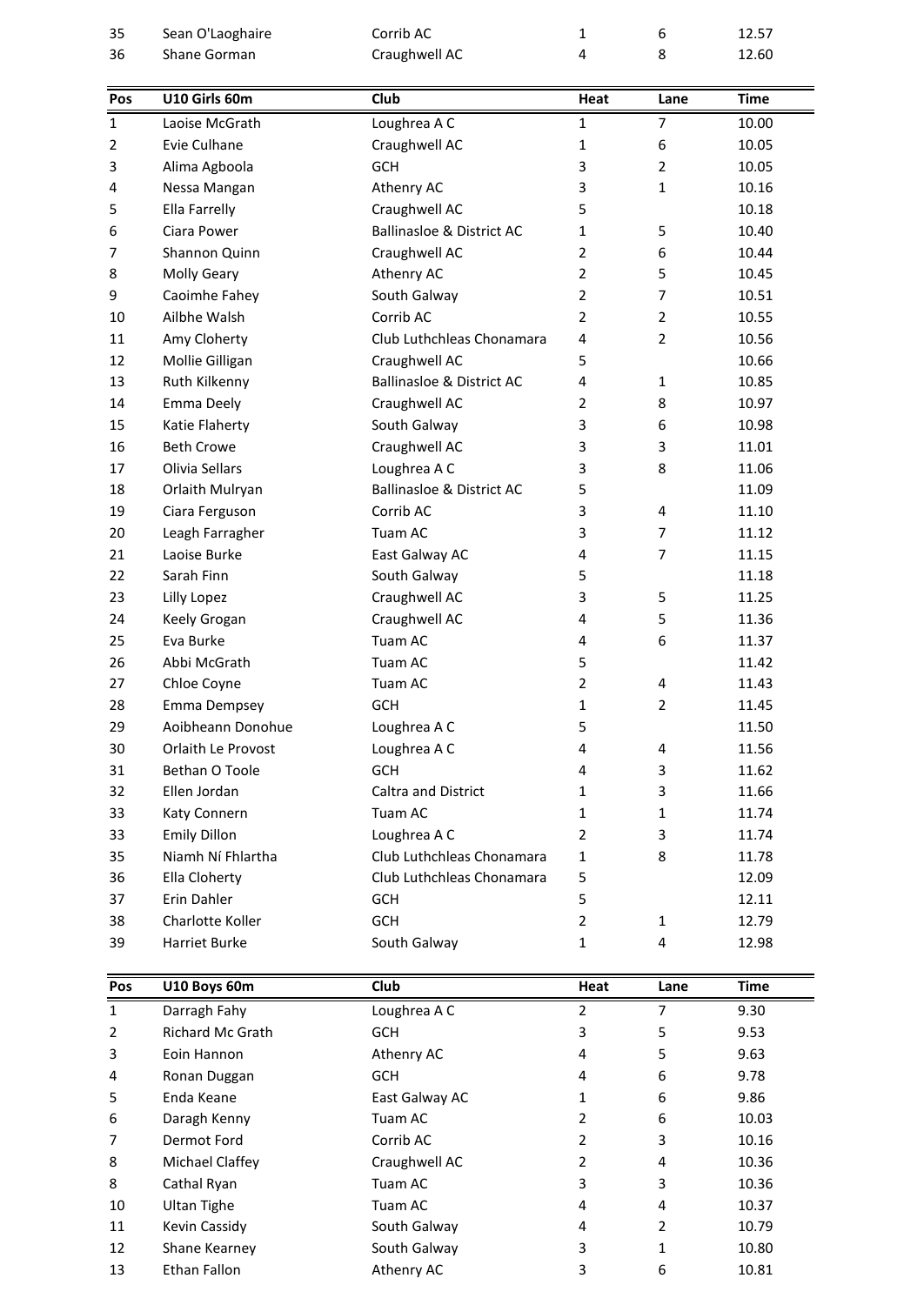| Pos | | Club | Heat | Lane | Time |
|---|---|---|---|---|---|
| 35 | Sean O'Laoghaire | Corrib AC | 1 | 6 | 12.57 |
| 36 | Shane Gorman | Craughwell AC | 4 | 8 | 12.60 |

| Pos | U10 Girls 60m | Club | Heat | Lane | Time |
|---|---|---|---|---|---|
| 1 | Laoise McGrath | Loughrea A C | 1 | 7 | 10.00 |
| 2 | Evie Culhane | Craughwell AC | 1 | 6 | 10.05 |
| 3 | Alima Agboola | GCH | 3 | 2 | 10.05 |
| 4 | Nessa Mangan | Athenry AC | 3 | 1 | 10.16 |
| 5 | Ella Farrelly | Craughwell AC | 5 | | 10.18 |
| 6 | Ciara Power | Ballinasloe & District AC | 1 | 5 | 10.40 |
| 7 | Shannon Quinn | Craughwell AC | 2 | 6 | 10.44 |
| 8 | Molly Geary | Athenry AC | 2 | 5 | 10.45 |
| 9 | Caoimhe Fahey | South Galway | 2 | 7 | 10.51 |
| 10 | Ailbhe Walsh | Corrib AC | 2 | 2 | 10.55 |
| 11 | Amy Cloherty | Club Luthchleas Chonamara | 4 | 2 | 10.56 |
| 12 | Mollie Gilligan | Craughwell AC | 5 | | 10.66 |
| 13 | Ruth Kilkenny | Ballinasloe & District AC | 4 | 1 | 10.85 |
| 14 | Emma Deely | Craughwell AC | 2 | 8 | 10.97 |
| 15 | Katie Flaherty | South Galway | 3 | 6 | 10.98 |
| 16 | Beth Crowe | Craughwell AC | 3 | 3 | 11.01 |
| 17 | Olivia Sellars | Loughrea A C | 3 | 8 | 11.06 |
| 18 | Orlaith Mulryan | Ballinasloe & District AC | 5 | | 11.09 |
| 19 | Ciara Ferguson | Corrib AC | 3 | 4 | 11.10 |
| 20 | Leagh Farragher | Tuam AC | 3 | 7 | 11.12 |
| 21 | Laoise Burke | East Galway AC | 4 | 7 | 11.15 |
| 22 | Sarah Finn | South Galway | 5 | | 11.18 |
| 23 | Lilly Lopez | Craughwell AC | 3 | 5 | 11.25 |
| 24 | Keely Grogan | Craughwell AC | 4 | 5 | 11.36 |
| 25 | Eva Burke | Tuam AC | 4 | 6 | 11.37 |
| 26 | Abbi McGrath | Tuam AC | 5 | | 11.42 |
| 27 | Chloe Coyne | Tuam AC | 2 | 4 | 11.43 |
| 28 | Emma Dempsey | GCH | 1 | 2 | 11.45 |
| 29 | Aoibheann Donohue | Loughrea A C | 5 | | 11.50 |
| 30 | Orlaith Le Provost | Loughrea A C | 4 | 4 | 11.56 |
| 31 | Bethan O Toole | GCH | 4 | 3 | 11.62 |
| 32 | Ellen Jordan | Caltra and District | 1 | 3 | 11.66 |
| 33 | Katy Connern | Tuam AC | 1 | 1 | 11.74 |
| 33 | Emily Dillon | Loughrea A C | 2 | 3 | 11.74 |
| 35 | Niamh Ní Fhlartha | Club Luthchleas Chonamara | 1 | 8 | 11.78 |
| 36 | Ella Cloherty | Club Luthchleas Chonamara | 5 | | 12.09 |
| 37 | Erin Dahler | GCH | 5 | | 12.11 |
| 38 | Charlotte Koller | GCH | 2 | 1 | 12.79 |
| 39 | Harriet Burke | South Galway | 1 | 4 | 12.98 |

| Pos | U10 Boys 60m | Club | Heat | Lane | Time |
|---|---|---|---|---|---|
| 1 | Darragh Fahy | Loughrea A C | 2 | 7 | 9.30 |
| 2 | Richard Mc Grath | GCH | 3 | 5 | 9.53 |
| 3 | Eoin Hannon | Athenry AC | 4 | 5 | 9.63 |
| 4 | Ronan Duggan | GCH | 4 | 6 | 9.78 |
| 5 | Enda Keane | East Galway AC | 1 | 6 | 9.86 |
| 6 | Daragh Kenny | Tuam AC | 2 | 6 | 10.03 |
| 7 | Dermot Ford | Corrib AC | 2 | 3 | 10.16 |
| 8 | Michael Claffey | Craughwell AC | 2 | 4 | 10.36 |
| 8 | Cathal Ryan | Tuam AC | 3 | 3 | 10.36 |
| 10 | Ultan Tighe | Tuam AC | 4 | 4 | 10.37 |
| 11 | Kevin Cassidy | South Galway | 4 | 2 | 10.79 |
| 12 | Shane Kearney | South Galway | 3 | 1 | 10.80 |
| 13 | Ethan Fallon | Athenry AC | 3 | 6 | 10.81 |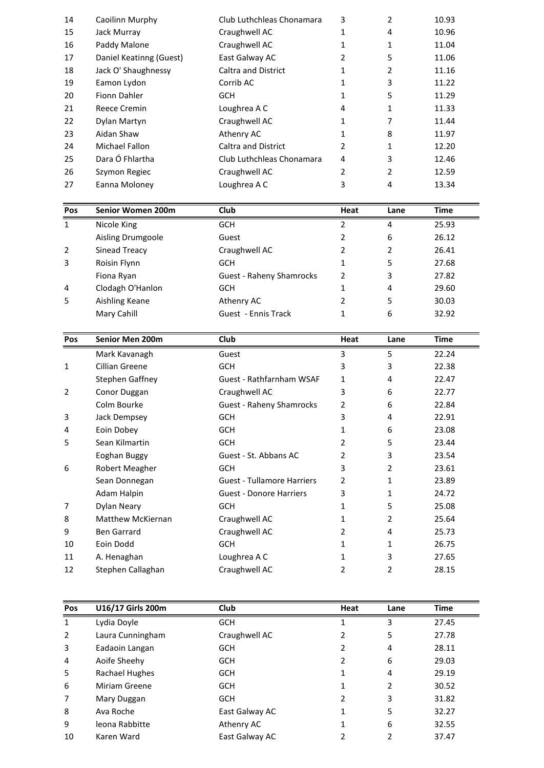| 14 | Caoilinn Murphy | Club Luthchleas Chonamara | 3 | 2 | 10.93 |
|---|---|---|---|---|---|
| 15 | Jack Murray | Craughwell AC | 1 | 4 | 10.96 |
| 16 | Paddy Malone | Craughwell AC | 1 | 1 | 11.04 |
| 17 | Daniel Keatinng (Guest) | East Galway AC | 2 | 5 | 11.06 |
| 18 | Jack O' Shaughnessy | Caltra and District | 1 | 2 | 11.16 |
| 19 | Eamon Lydon | Corrib AC | 1 | 3 | 11.22 |
| 20 | Fionn Dahler | GCH | 1 | 5 | 11.29 |
| 21 | Reece Cremin | Loughrea A C | 4 | 1 | 11.33 |
| 22 | Dylan Martyn | Craughwell AC | 1 | 7 | 11.44 |
| 23 | Aidan Shaw | Athenry AC | 1 | 8 | 11.97 |
| 24 | Michael Fallon | Caltra and District | 2 | 1 | 12.20 |
| 25 | Dara Ó Fhlartha | Club Luthchleas Chonamara | 4 | 3 | 12.46 |
| 26 | Szymon Regiec | Craughwell AC | 2 | 2 | 12.59 |
| 27 | Eanna Moloney | Loughrea A C | 3 | 4 | 13.34 |

| Pos | Senior Women 200m | Club | Heat | Lane | Time |
|---|---|---|---|---|---|
| 1 | Nicole King | GCH | 2 | 4 | 25.93 |
| | Aisling Drumgoole | Guest | 2 | 6 | 26.12 |
| 2 | Sinead Treacy | Craughwell AC | 2 | 2 | 26.41 |
| 3 | Roisin Flynn | GCH | 1 | 5 | 27.68 |
| | Fiona Ryan | Guest - Raheny Shamrocks | 2 | 3 | 27.82 |
| 4 | Clodagh O'Hanlon | GCH | 1 | 4 | 29.60 |
| 5 | Aishling Keane | Athenry AC | 2 | 5 | 30.03 |
| | Mary Cahill | Guest - Ennis Track | 1 | 6 | 32.92 |

| Pos | Senior Men 200m | Club | Heat | Lane | Time |
|---|---|---|---|---|---|
| | Mark Kavanagh | Guest | 3 | 5 | 22.24 |
| 1 | Cillian Greene | GCH | 3 | 3 | 22.38 |
| | Stephen Gaffney | Guest - Rathfarnham WSAF | 1 | 4 | 22.47 |
| 2 | Conor Duggan | Craughwell AC | 3 | 6 | 22.77 |
| | Colm Bourke | Guest - Raheny Shamrocks | 2 | 6 | 22.84 |
| 3 | Jack Dempsey | GCH | 3 | 4 | 22.91 |
| 4 | Eoin Dobey | GCH | 1 | 6 | 23.08 |
| 5 | Sean Kilmartin | GCH | 2 | 5 | 23.44 |
| | Eoghan Buggy | Guest - St. Abbans AC | 2 | 3 | 23.54 |
| 6 | Robert Meagher | GCH | 3 | 2 | 23.61 |
| | Sean Donnegan | Guest - Tullamore Harriers | 2 | 1 | 23.89 |
| | Adam Halpin | Guest - Donore Harriers | 3 | 1 | 24.72 |
| 7 | Dylan Neary | GCH | 1 | 5 | 25.08 |
| 8 | Matthew McKiernan | Craughwell AC | 1 | 2 | 25.64 |
| 9 | Ben Garrard | Craughwell AC | 2 | 4 | 25.73 |
| 10 | Eoin Dodd | GCH | 1 | 1 | 26.75 |
| 11 | A. Henaghan | Loughrea A C | 1 | 3 | 27.65 |
| 12 | Stephen Callaghan | Craughwell AC | 2 | 2 | 28.15 |

| Pos | U16/17 Girls 200m | Club | Heat | Lane | Time |
|---|---|---|---|---|---|
| 1 | Lydia Doyle | GCH | 1 | 3 | 27.45 |
| 2 | Laura Cunningham | Craughwell AC | 2 | 5 | 27.78 |
| 3 | Eadaoin Langan | GCH | 2 | 4 | 28.11 |
| 4 | Aoife Sheehy | GCH | 2 | 6 | 29.03 |
| 5 | Rachael Hughes | GCH | 1 | 4 | 29.19 |
| 6 | Miriam Greene | GCH | 1 | 2 | 30.52 |
| 7 | Mary Duggan | GCH | 2 | 3 | 31.82 |
| 8 | Ava Roche | East Galway AC | 1 | 5 | 32.27 |
| 9 | leona Rabbitte | Athenry AC | 1 | 6 | 32.55 |
| 10 | Karen Ward | East Galway AC | 2 | 2 | 37.47 |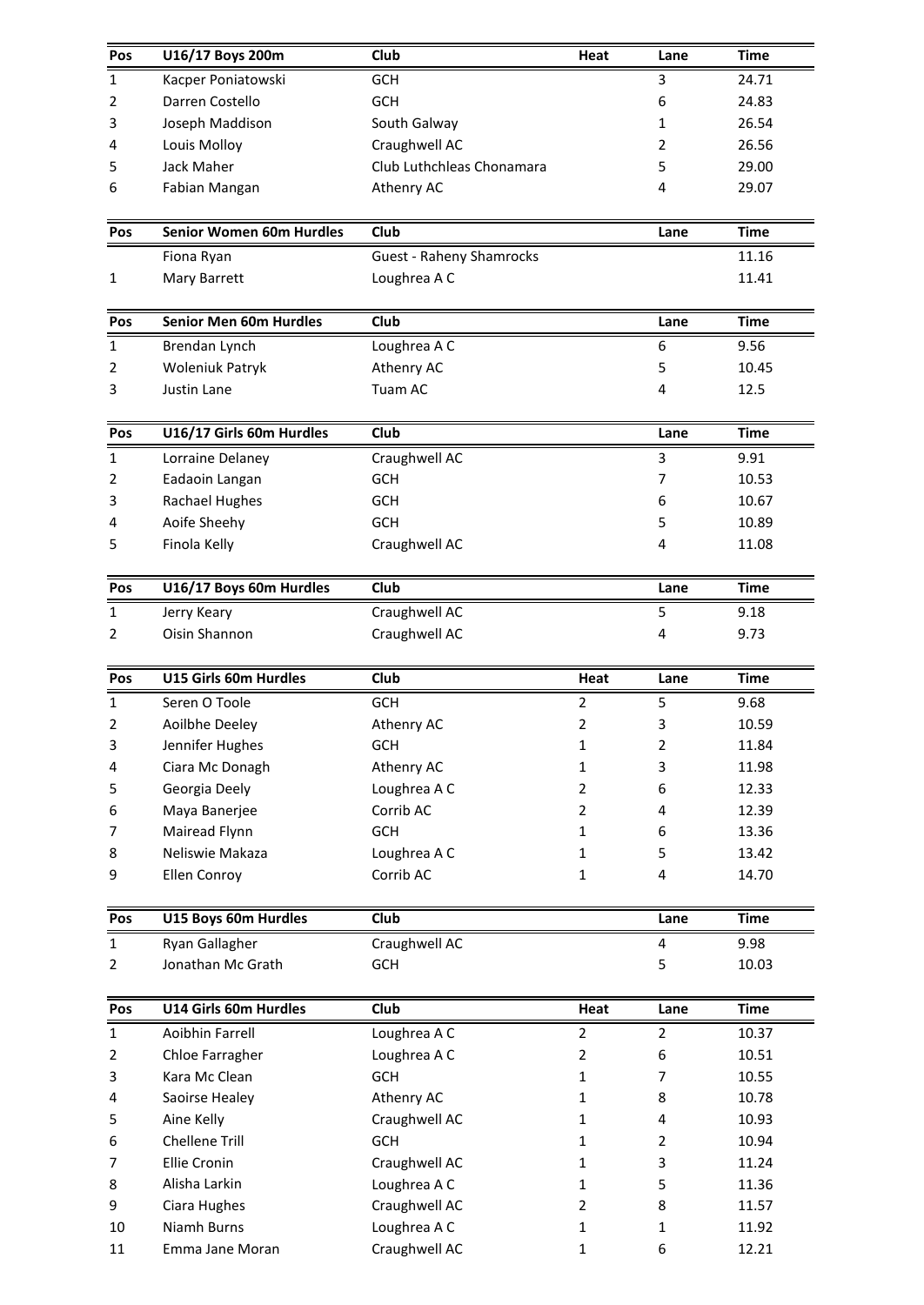| Pos | U16/17 Boys 200m | Club | Heat | Lane | Time |
|---|---|---|---|---|---|
| 1 | Kacper Poniatowski | GCH | | 3 | 24.71 |
| 2 | Darren Costello | GCH | | 6 | 24.83 |
| 3 | Joseph Maddison | South Galway | | 1 | 26.54 |
| 4 | Louis Molloy | Craughwell AC | | 2 | 26.56 |
| 5 | Jack Maher | Club Luthchleas Chonamara | | 5 | 29.00 |
| 6 | Fabian Mangan | Athenry AC | | 4 | 29.07 |

| Pos | Senior Women 60m Hurdles | Club | Lane | Time |
|---|---|---|---|---|
| | Fiona Ryan | Guest - Raheny Shamrocks | | 11.16 |
| 1 | Mary Barrett | Loughrea A C | | 11.41 |

| Pos | Senior Men 60m Hurdles | Club | Lane | Time |
|---|---|---|---|---|
| 1 | Brendan Lynch | Loughrea A C | 6 | 9.56 |
| 2 | Woleniuk Patryk | Athenry AC | 5 | 10.45 |
| 3 | Justin Lane | Tuam AC | 4 | 12.5 |

| Pos | U16/17 Girls 60m Hurdles | Club | Lane | Time |
|---|---|---|---|---|
| 1 | Lorraine Delaney | Craughwell AC | 3 | 9.91 |
| 2 | Eadaoin Langan | GCH | 7 | 10.53 |
| 3 | Rachael Hughes | GCH | 6 | 10.67 |
| 4 | Aoife Sheehy | GCH | 5 | 10.89 |
| 5 | Finola Kelly | Craughwell AC | 4 | 11.08 |

| Pos | U16/17 Boys 60m Hurdles | Club | Lane | Time |
|---|---|---|---|---|
| 1 | Jerry Keary | Craughwell AC | 5 | 9.18 |
| 2 | Oisin Shannon | Craughwell AC | 4 | 9.73 |

| Pos | U15 Girls 60m Hurdles | Club | Heat | Lane | Time |
|---|---|---|---|---|---|
| 1 | Seren O Toole | GCH | 2 | 5 | 9.68 |
| 2 | Aoilbhe Deeley | Athenry AC | 2 | 3 | 10.59 |
| 3 | Jennifer Hughes | GCH | 1 | 2 | 11.84 |
| 4 | Ciara Mc Donagh | Athenry AC | 1 | 3 | 11.98 |
| 5 | Georgia Deely | Loughrea A C | 2 | 6 | 12.33 |
| 6 | Maya Banerjee | Corrib AC | 2 | 4 | 12.39 |
| 7 | Mairead Flynn | GCH | 1 | 6 | 13.36 |
| 8 | Neliswie Makaza | Loughrea A C | 1 | 5 | 13.42 |
| 9 | Ellen Conroy | Corrib AC | 1 | 4 | 14.70 |

| Pos | U15 Boys 60m Hurdles | Club | Lane | Time |
|---|---|---|---|---|
| 1 | Ryan Gallagher | Craughwell AC | 4 | 9.98 |
| 2 | Jonathan Mc Grath | GCH | 5 | 10.03 |

| Pos | U14 Girls 60m Hurdles | Club | Heat | Lane | Time |
|---|---|---|---|---|---|
| 1 | Aoibhin Farrell | Loughrea A C | 2 | 2 | 10.37 |
| 2 | Chloe Farragher | Loughrea A C | 2 | 6 | 10.51 |
| 3 | Kara Mc Clean | GCH | 1 | 7 | 10.55 |
| 4 | Saoirse Healey | Athenry AC | 1 | 8 | 10.78 |
| 5 | Aine Kelly | Craughwell AC | 1 | 4 | 10.93 |
| 6 | Chellene Trill | GCH | 1 | 2 | 10.94 |
| 7 | Ellie Cronin | Craughwell AC | 1 | 3 | 11.24 |
| 8 | Alisha Larkin | Loughrea A C | 1 | 5 | 11.36 |
| 9 | Ciara Hughes | Craughwell AC | 2 | 8 | 11.57 |
| 10 | Niamh Burns | Loughrea A C | 1 | 1 | 11.92 |
| 11 | Emma Jane Moran | Craughwell AC | 1 | 6 | 12.21 |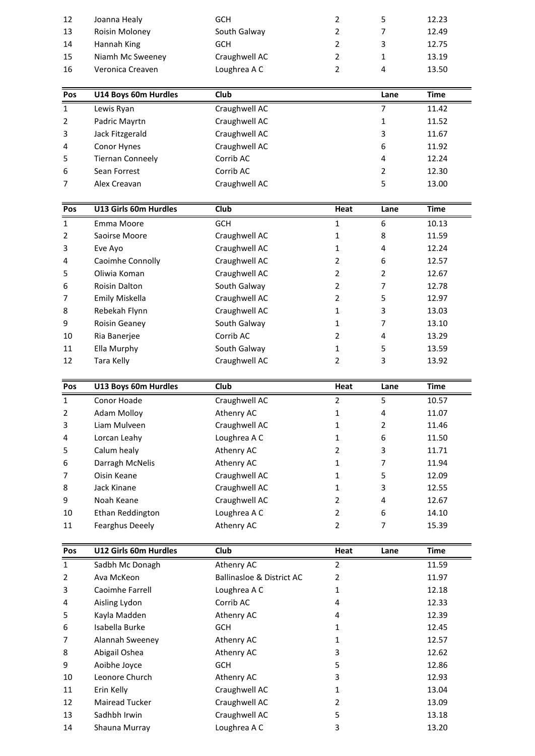| | | | | | |
|---|---|---|---|---|---|
| 12 | Joanna Healy | GCH | 2 | 5 | 12.23 |
| 13 | Roisin Moloney | South Galway | 2 | 7 | 12.49 |
| 14 | Hannah King | GCH | 2 | 3 | 12.75 |
| 15 | Niamh Mc Sweeney | Craughwell AC | 2 | 1 | 13.19 |
| 16 | Veronica Creaven | Loughrea A C | 2 | 4 | 13.50 |

| Pos | U14 Boys 60m Hurdles | Club | | Lane | Time |
|---|---|---|---|---|---|
| 1 | Lewis Ryan | Craughwell AC | | 7 | 11.42 |
| 2 | Padric Mayrtn | Craughwell AC | | 1 | 11.52 |
| 3 | Jack Fitzgerald | Craughwell AC | | 3 | 11.67 |
| 4 | Conor Hynes | Craughwell AC | | 6 | 11.92 |
| 5 | Tiernan Conneely | Corrib AC | | 4 | 12.24 |
| 6 | Sean Forrest | Corrib AC | | 2 | 12.30 |
| 7 | Alex Creavan | Craughwell AC | | 5 | 13.00 |

| Pos | U13 Girls 60m Hurdles | Club | Heat | Lane | Time |
|---|---|---|---|---|---|
| 1 | Emma Moore | GCH | 1 | 6 | 10.13 |
| 2 | Saoirse Moore | Craughwell AC | 1 | 8 | 11.59 |
| 3 | Eve Ayo | Craughwell AC | 1 | 4 | 12.24 |
| 4 | Caoimhe Connolly | Craughwell AC | 2 | 6 | 12.57 |
| 5 | Oliwia Koman | Craughwell AC | 2 | 2 | 12.67 |
| 6 | Roisin Dalton | South Galway | 2 | 7 | 12.78 |
| 7 | Emily Miskella | Craughwell AC | 2 | 5 | 12.97 |
| 8 | Rebekah Flynn | Craughwell AC | 1 | 3 | 13.03 |
| 9 | Roisin Geaney | South Galway | 1 | 7 | 13.10 |
| 10 | Ria Banerjee | Corrib AC | 2 | 4 | 13.29 |
| 11 | Ella Murphy | South Galway | 1 | 5 | 13.59 |
| 12 | Tara Kelly | Craughwell AC | 2 | 3 | 13.92 |

| Pos | U13 Boys 60m Hurdles | Club | Heat | Lane | Time |
|---|---|---|---|---|---|
| 1 | Conor Hoade | Craughwell AC | 2 | 5 | 10.57 |
| 2 | Adam Molloy | Athenry AC | 1 | 4 | 11.07 |
| 3 | Liam Mulveen | Craughwell AC | 1 | 2 | 11.46 |
| 4 | Lorcan Leahy | Loughrea A C | 1 | 6 | 11.50 |
| 5 | Calum healy | Athenry AC | 2 | 3 | 11.71 |
| 6 | Darragh McNelis | Athenry AC | 1 | 7 | 11.94 |
| 7 | Oisin Keane | Craughwell AC | 1 | 5 | 12.09 |
| 8 | Jack Kinane | Craughwell AC | 1 | 3 | 12.55 |
| 9 | Noah Keane | Craughwell AC | 2 | 4 | 12.67 |
| 10 | Ethan Reddington | Loughrea A C | 2 | 6 | 14.10 |
| 11 | Fearghus Deeely | Athenry AC | 2 | 7 | 15.39 |

| Pos | U12 Girls 60m Hurdles | Club | Heat | Lane | Time |
|---|---|---|---|---|---|
| 1 | Sadbh Mc Donagh | Athenry AC | 2 | | 11.59 |
| 2 | Ava McKeon | Ballinasloe & District AC | 2 | | 11.97 |
| 3 | Caoimhe Farrell | Loughrea A C | 1 | | 12.18 |
| 4 | Aisling Lydon | Corrib AC | 4 | | 12.33 |
| 5 | Kayla Madden | Athenry AC | 4 | | 12.39 |
| 6 | Isabella Burke | GCH | 1 | | 12.45 |
| 7 | Alannah Sweeney | Athenry AC | 1 | | 12.57 |
| 8 | Abigail Oshea | Athenry AC | 3 | | 12.62 |
| 9 | Aoibhe Joyce | GCH | 5 | | 12.86 |
| 10 | Leonore Church | Athenry AC | 3 | | 12.93 |
| 11 | Erin Kelly | Craughwell AC | 1 | | 13.04 |
| 12 | Mairead Tucker | Craughwell AC | 2 | | 13.09 |
| 13 | Sadhbh Irwin | Craughwell AC | 5 | | 13.18 |
| 14 | Shauna Murray | Loughrea A C | 3 | | 13.20 |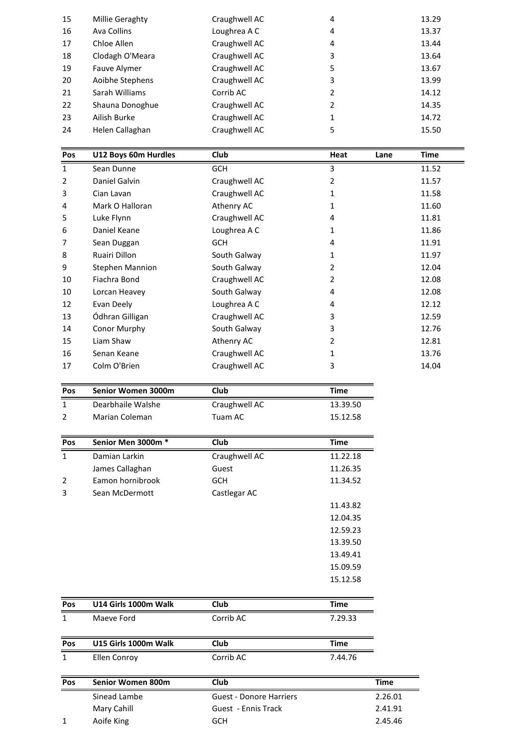| Pos | | Club | Heat | Lane | Time |
|---|---|---|---|---|---|
| 15 | Millie Geraghty | Craughwell AC | 4 | | 13.29 |
| 16 | Ava Collins | Loughrea A C | 4 | | 13.37 |
| 17 | Chloe Allen | Craughwell AC | 4 | | 13.44 |
| 18 | Clodagh O'Meara | Craughwell AC | 3 | | 13.64 |
| 19 | Fauve Alymer | Craughwell AC | 5 | | 13.67 |
| 20 | Aoibhe Stephens | Craughwell AC | 3 | | 13.99 |
| 21 | Sarah Williams | Corrib AC | 2 | | 14.12 |
| 22 | Shauna Donoghue | Craughwell AC | 2 | | 14.35 |
| 23 | Ailish Burke | Craughwell AC | 1 | | 14.72 |
| 24 | Helen Callaghan | Craughwell AC | 5 | | 15.50 |

| Pos | U12 Boys 60m Hurdles | Club | Heat | Lane | Time |
|---|---|---|---|---|---|
| 1 | Sean Dunne | GCH | 3 | | 11.52 |
| 2 | Daniel Galvin | Craughwell AC | 2 | | 11.57 |
| 3 | Cian Lavan | Craughwell AC | 1 | | 11.58 |
| 4 | Mark O Halloran | Athenry AC | 1 | | 11.60 |
| 5 | Luke Flynn | Craughwell AC | 4 | | 11.81 |
| 6 | Daniel Keane | Loughrea A C | 1 | | 11.86 |
| 7 | Sean Duggan | GCH | 4 | | 11.91 |
| 8 | Ruairi Dillon | South Galway | 1 | | 11.97 |
| 9 | Stephen Mannion | South Galway | 2 | | 12.04 |
| 10 | Fiachra Bond | Craughwell AC | 2 | | 12.08 |
| 10 | Lorcan Heavey | South Galway | 4 | | 12.08 |
| 12 | Evan Deely | Loughrea A C | 4 | | 12.12 |
| 13 | Ódhran Gilligan | Craughwell AC | 3 | | 12.59 |
| 14 | Conor Murphy | South Galway | 3 | | 12.76 |
| 15 | Liam Shaw | Athenry AC | 2 | | 12.81 |
| 16 | Senan Keane | Craughwell AC | 1 | | 13.76 |
| 17 | Colm O'Brien | Craughwell AC | 3 | | 14.04 |

| Pos | Senior Women 3000m | Club | Time |
|---|---|---|---|
| 1 | Dearbhaile Walshe | Craughwell AC | 13.39.50 |
| 2 | Marian Coleman | Tuam AC | 15.12.58 |

| Pos | Senior Men 3000m * | Club | Time |
|---|---|---|---|
| 1 | Damian Larkin | Craughwell AC | 11.22.18 |
| | James Callaghan | Guest | 11.26.35 |
| 2 | Eamon hornibrook | GCH | 11.34.52 |
| 3 | Sean McDermott | Castlegar AC | |
| | | | 11.43.82 |
| | | | 12.04.35 |
| | | | 12.59.23 |
| | | | 13.39.50 |
| | | | 13.49.41 |
| | | | 15.09.59 |
| | | | 15.12.58 |

| Pos | U14 Girls 1000m Walk | Club | Time |
|---|---|---|---|
| 1 | Maeve Ford | Corrib AC | 7.29.33 |

| Pos | U15 Girls 1000m Walk | Club | Time |
|---|---|---|---|
| 1 | Ellen Conroy | Corrib AC | 7.44.76 |

| Pos | Senior Women 800m | Club | Time |
|---|---|---|---|
| | Sinead Lambe | Guest - Donore Harriers | 2.26.01 |
| | Mary Cahill | Guest - Ennis Track | 2.41.91 |
| 1 | Aoife King | GCH | 2.45.46 |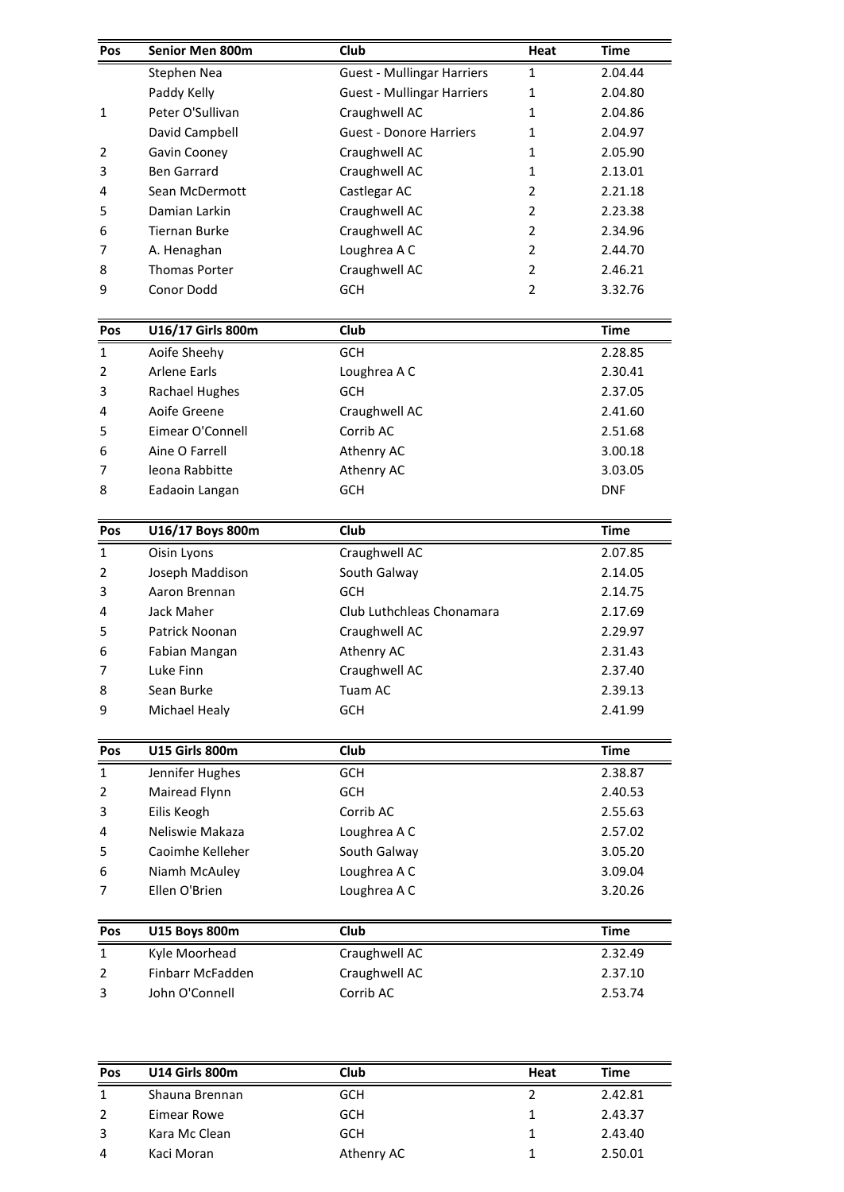| Pos | Senior Men 800m | Club | Heat | Time |
|---|---|---|---|---|
| | Stephen Nea | Guest - Mullingar Harriers | 1 | 2.04.44 |
| | Paddy Kelly | Guest - Mullingar Harriers | 1 | 2.04.80 |
| 1 | Peter O'Sullivan | Craughwell AC | 1 | 2.04.86 |
| | David Campbell | Guest - Donore Harriers | 1 | 2.04.97 |
| 2 | Gavin Cooney | Craughwell AC | 1 | 2.05.90 |
| 3 | Ben Garrard | Craughwell AC | 1 | 2.13.01 |
| 4 | Sean McDermott | Castlegar AC | 2 | 2.21.18 |
| 5 | Damian Larkin | Craughwell AC | 2 | 2.23.38 |
| 6 | Tiernan Burke | Craughwell AC | 2 | 2.34.96 |
| 7 | A. Henaghan | Loughrea A C | 2 | 2.44.70 |
| 8 | Thomas Porter | Craughwell AC | 2 | 2.46.21 |
| 9 | Conor Dodd | GCH | 2 | 3.32.76 |

| Pos | U16/17 Girls 800m | Club | Time |
|---|---|---|---|
| 1 | Aoife Sheehy | GCH | 2.28.85 |
| 2 | Arlene Earls | Loughrea A C | 2.30.41 |
| 3 | Rachael Hughes | GCH | 2.37.05 |
| 4 | Aoife Greene | Craughwell AC | 2.41.60 |
| 5 | Eimear O'Connell | Corrib AC | 2.51.68 |
| 6 | Aine O Farrell | Athenry AC | 3.00.18 |
| 7 | leona Rabbitte | Athenry AC | 3.03.05 |
| 8 | Eadaoin Langan | GCH | DNF |

| Pos | U16/17 Boys 800m | Club | Time |
|---|---|---|---|
| 1 | Oisin Lyons | Craughwell AC | 2.07.85 |
| 2 | Joseph Maddison | South Galway | 2.14.05 |
| 3 | Aaron Brennan | GCH | 2.14.75 |
| 4 | Jack Maher | Club Luthchleas Chonamara | 2.17.69 |
| 5 | Patrick Noonan | Craughwell AC | 2.29.97 |
| 6 | Fabian Mangan | Athenry AC | 2.31.43 |
| 7 | Luke Finn | Craughwell AC | 2.37.40 |
| 8 | Sean Burke | Tuam AC | 2.39.13 |
| 9 | Michael Healy | GCH | 2.41.99 |

| Pos | U15 Girls 800m | Club | Time |
|---|---|---|---|
| 1 | Jennifer Hughes | GCH | 2.38.87 |
| 2 | Mairead Flynn | GCH | 2.40.53 |
| 3 | Eilis Keogh | Corrib AC | 2.55.63 |
| 4 | Neliswie Makaza | Loughrea A C | 2.57.02 |
| 5 | Caoimhe Kelleher | South Galway | 3.05.20 |
| 6 | Niamh McAuley | Loughrea A C | 3.09.04 |
| 7 | Ellen O'Brien | Loughrea A C | 3.20.26 |

| Pos | U15 Boys 800m | Club | Time |
|---|---|---|---|
| 1 | Kyle Moorhead | Craughwell AC | 2.32.49 |
| 2 | Finbarr McFadden | Craughwell AC | 2.37.10 |
| 3 | John O'Connell | Corrib AC | 2.53.74 |

| Pos | U14 Girls 800m | Club | Heat | Time |
|---|---|---|---|---|
| 1 | Shauna Brennan | GCH | 2 | 2.42.81 |
| 2 | Eimear Rowe | GCH | 1 | 2.43.37 |
| 3 | Kara Mc Clean | GCH | 1 | 2.43.40 |
| 4 | Kaci Moran | Athenry AC | 1 | 2.50.01 |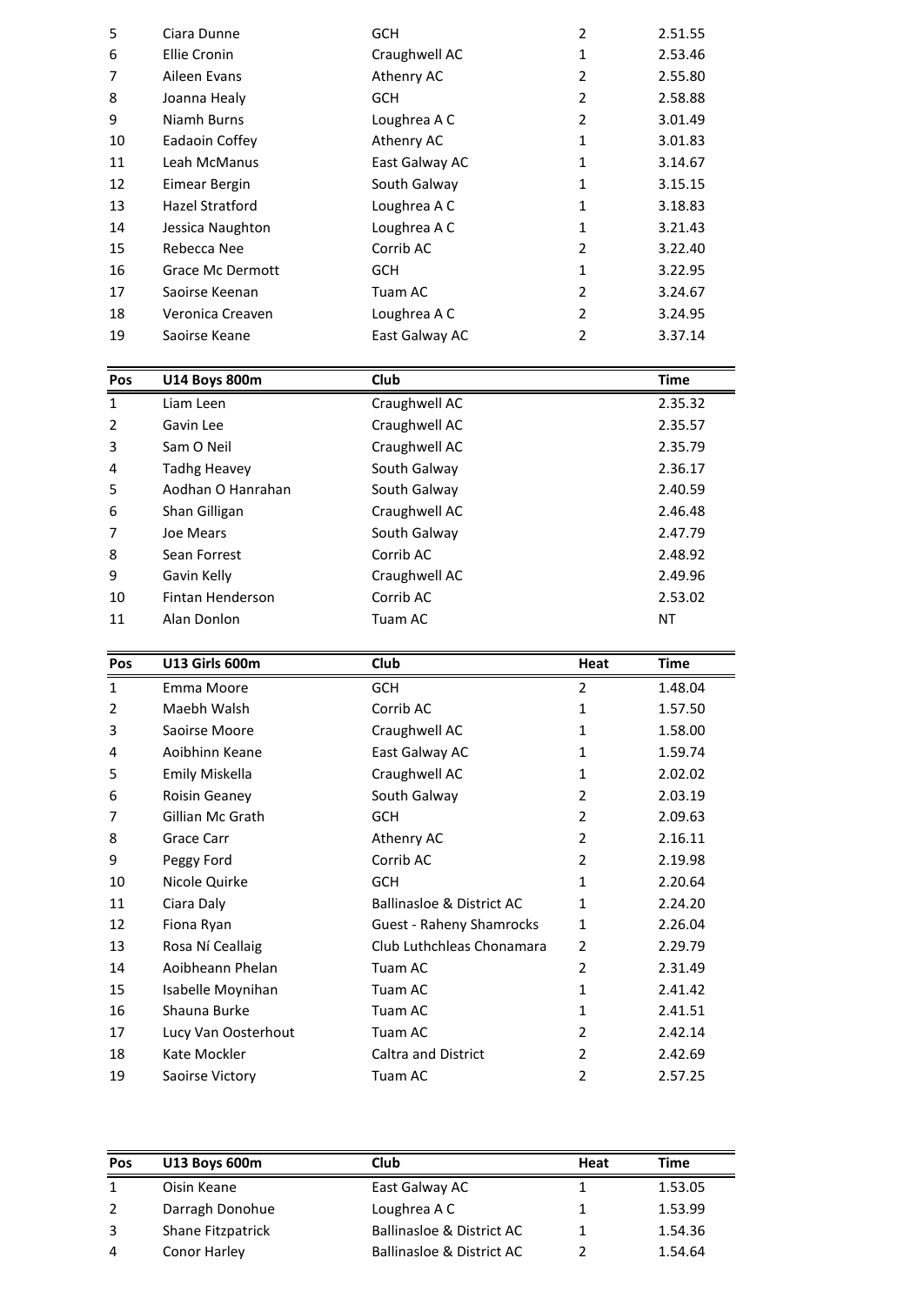| | | | | |
|---|---|---|---|---|
| 5 | Ciara Dunne | GCH | 2 | 2.51.55 |
| 6 | Ellie Cronin | Craughwell AC | 1 | 2.53.46 |
| 7 | Aileen Evans | Athenry AC | 2 | 2.55.80 |
| 8 | Joanna Healy | GCH | 2 | 2.58.88 |
| 9 | Niamh Burns | Loughrea A C | 2 | 3.01.49 |
| 10 | Eadaoin Coffey | Athenry AC | 1 | 3.01.83 |
| 11 | Leah McManus | East Galway AC | 1 | 3.14.67 |
| 12 | Eimear Bergin | South Galway | 1 | 3.15.15 |
| 13 | Hazel Stratford | Loughrea A C | 1 | 3.18.83 |
| 14 | Jessica Naughton | Loughrea A C | 1 | 3.21.43 |
| 15 | Rebecca Nee | Corrib AC | 2 | 3.22.40 |
| 16 | Grace Mc Dermott | GCH | 1 | 3.22.95 |
| 17 | Saoirse Keenan | Tuam AC | 2 | 3.24.67 |
| 18 | Veronica Creaven | Loughrea A C | 2 | 3.24.95 |
| 19 | Saoirse Keane | East Galway AC | 2 | 3.37.14 |

| Pos | U14 Boys 800m | Club | Time |
|---|---|---|---|
| 1 | Liam Leen | Craughwell AC | 2.35.32 |
| 2 | Gavin Lee | Craughwell AC | 2.35.57 |
| 3 | Sam O Neil | Craughwell AC | 2.35.79 |
| 4 | Tadhg Heavey | South Galway | 2.36.17 |
| 5 | Aodhan O Hanrahan | South Galway | 2.40.59 |
| 6 | Shan Gilligan | Craughwell AC | 2.46.48 |
| 7 | Joe Mears | South Galway | 2.47.79 |
| 8 | Sean Forrest | Corrib AC | 2.48.92 |
| 9 | Gavin Kelly | Craughwell AC | 2.49.96 |
| 10 | Fintan Henderson | Corrib AC | 2.53.02 |
| 11 | Alan Donlon | Tuam AC | NT |

| Pos | U13 Girls 600m | Club | Heat | Time |
|---|---|---|---|---|
| 1 | Emma Moore | GCH | 2 | 1.48.04 |
| 2 | Maebh Walsh | Corrib AC | 1 | 1.57.50 |
| 3 | Saoirse Moore | Craughwell AC | 1 | 1.58.00 |
| 4 | Aoibhinn Keane | East Galway AC | 1 | 1.59.74 |
| 5 | Emily Miskella | Craughwell AC | 1 | 2.02.02 |
| 6 | Roisin Geaney | South Galway | 2 | 2.03.19 |
| 7 | Gillian Mc Grath | GCH | 2 | 2.09.63 |
| 8 | Grace Carr | Athenry AC | 2 | 2.16.11 |
| 9 | Peggy Ford | Corrib AC | 2 | 2.19.98 |
| 10 | Nicole Quirke | GCH | 1 | 2.20.64 |
| 11 | Ciara Daly | Ballinasloe & District AC | 1 | 2.24.20 |
| 12 | Fiona Ryan | Guest - Raheny Shamrocks | 1 | 2.26.04 |
| 13 | Rosa Ní Ceallaig | Club Luthchleas Chonamara | 2 | 2.29.79 |
| 14 | Aoibheann Phelan | Tuam AC | 2 | 2.31.49 |
| 15 | Isabelle Moynihan | Tuam AC | 1 | 2.41.42 |
| 16 | Shauna Burke | Tuam AC | 1 | 2.41.51 |
| 17 | Lucy Van Oosterhout | Tuam AC | 2 | 2.42.14 |
| 18 | Kate Mockler | Caltra and District | 2 | 2.42.69 |
| 19 | Saoirse Victory | Tuam AC | 2 | 2.57.25 |

| Pos | U13 Boys 600m | Club | Heat | Time |
|---|---|---|---|---|
| 1 | Oisin Keane | East Galway AC | 1 | 1.53.05 |
| 2 | Darragh Donohue | Loughrea A C | 1 | 1.53.99 |
| 3 | Shane Fitzpatrick | Ballinasloe & District AC | 1 | 1.54.36 |
| 4 | Conor Harley | Ballinasloe & District AC | 2 | 1.54.64 |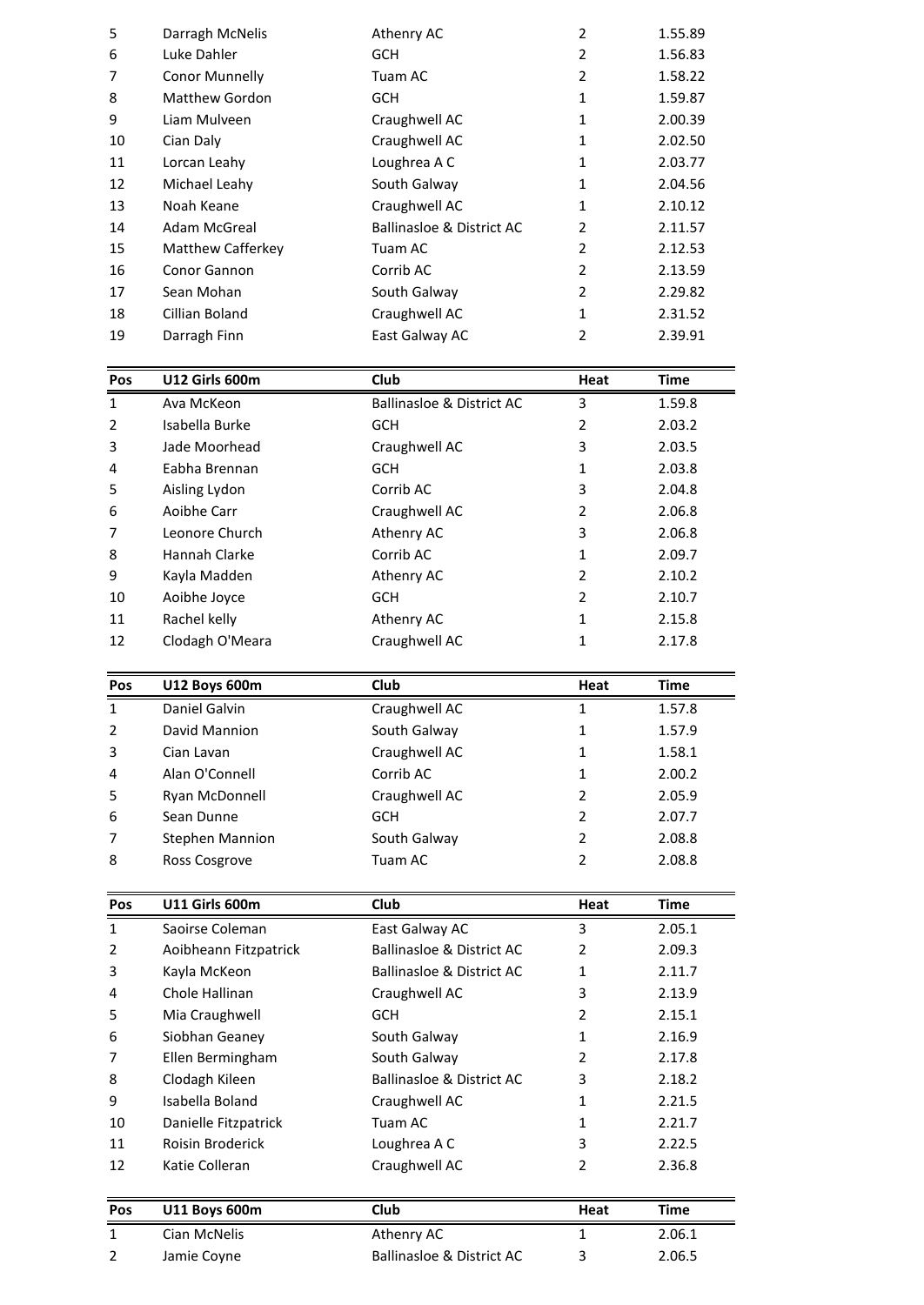| | | | | |
|---|---|---|---|---|
| 5 | Darragh McNelis | Athenry AC | 2 | 1.55.89 |
| 6 | Luke Dahler | GCH | 2 | 1.56.83 |
| 7 | Conor Munnelly | Tuam AC | 2 | 1.58.22 |
| 8 | Matthew Gordon | GCH | 1 | 1.59.87 |
| 9 | Liam Mulveen | Craughwell AC | 1 | 2.00.39 |
| 10 | Cian Daly | Craughwell AC | 1 | 2.02.50 |
| 11 | Lorcan Leahy | Loughrea A C | 1 | 2.03.77 |
| 12 | Michael Leahy | South Galway | 1 | 2.04.56 |
| 13 | Noah Keane | Craughwell AC | 1 | 2.10.12 |
| 14 | Adam McGreal | Ballinasloe & District AC | 2 | 2.11.57 |
| 15 | Matthew Cafferkey | Tuam AC | 2 | 2.12.53 |
| 16 | Conor Gannon | Corrib AC | 2 | 2.13.59 |
| 17 | Sean Mohan | South Galway | 2 | 2.29.82 |
| 18 | Cillian Boland | Craughwell AC | 1 | 2.31.52 |
| 19 | Darragh Finn | East Galway AC | 2 | 2.39.91 |

| Pos | U12 Girls 600m | Club | Heat | Time |
|---|---|---|---|---|
| 1 | Ava McKeon | Ballinasloe & District AC | 3 | 1.59.8 |
| 2 | Isabella Burke | GCH | 2 | 2.03.2 |
| 3 | Jade Moorhead | Craughwell AC | 3 | 2.03.5 |
| 4 | Eabha Brennan | GCH | 1 | 2.03.8 |
| 5 | Aisling Lydon | Corrib AC | 3 | 2.04.8 |
| 6 | Aoibhe Carr | Craughwell AC | 2 | 2.06.8 |
| 7 | Leonore Church | Athenry AC | 3 | 2.06.8 |
| 8 | Hannah Clarke | Corrib AC | 1 | 2.09.7 |
| 9 | Kayla Madden | Athenry AC | 2 | 2.10.2 |
| 10 | Aoibhe Joyce | GCH | 2 | 2.10.7 |
| 11 | Rachel kelly | Athenry AC | 1 | 2.15.8 |
| 12 | Clodagh O'Meara | Craughwell AC | 1 | 2.17.8 |

| Pos | U12 Boys 600m | Club | Heat | Time |
|---|---|---|---|---|
| 1 | Daniel Galvin | Craughwell AC | 1 | 1.57.8 |
| 2 | David Mannion | South Galway | 1 | 1.57.9 |
| 3 | Cian Lavan | Craughwell AC | 1 | 1.58.1 |
| 4 | Alan O'Connell | Corrib AC | 1 | 2.00.2 |
| 5 | Ryan McDonnell | Craughwell AC | 2 | 2.05.9 |
| 6 | Sean Dunne | GCH | 2 | 2.07.7 |
| 7 | Stephen Mannion | South Galway | 2 | 2.08.8 |
| 8 | Ross Cosgrove | Tuam AC | 2 | 2.08.8 |

| Pos | U11 Girls 600m | Club | Heat | Time |
|---|---|---|---|---|
| 1 | Saoirse Coleman | East Galway AC | 3 | 2.05.1 |
| 2 | Aoibheann Fitzpatrick | Ballinasloe & District AC | 2 | 2.09.3 |
| 3 | Kayla McKeon | Ballinasloe & District AC | 1 | 2.11.7 |
| 4 | Chole Hallinan | Craughwell AC | 3 | 2.13.9 |
| 5 | Mia Craughwell | GCH | 2 | 2.15.1 |
| 6 | Siobhan Geaney | South Galway | 1 | 2.16.9 |
| 7 | Ellen Bermingham | South Galway | 2 | 2.17.8 |
| 8 | Clodagh Kileen | Ballinasloe & District AC | 3 | 2.18.2 |
| 9 | Isabella Boland | Craughwell AC | 1 | 2.21.5 |
| 10 | Danielle Fitzpatrick | Tuam AC | 1 | 2.21.7 |
| 11 | Roisin Broderick | Loughrea A C | 3 | 2.22.5 |
| 12 | Katie Colleran | Craughwell AC | 2 | 2.36.8 |

| Pos | U11 Boys 600m | Club | Heat | Time |
|---|---|---|---|---|
| 1 | Cian McNelis | Athenry AC | 1 | 2.06.1 |
| 2 | Jamie Coyne | Ballinasloe & District AC | 3 | 2.06.5 |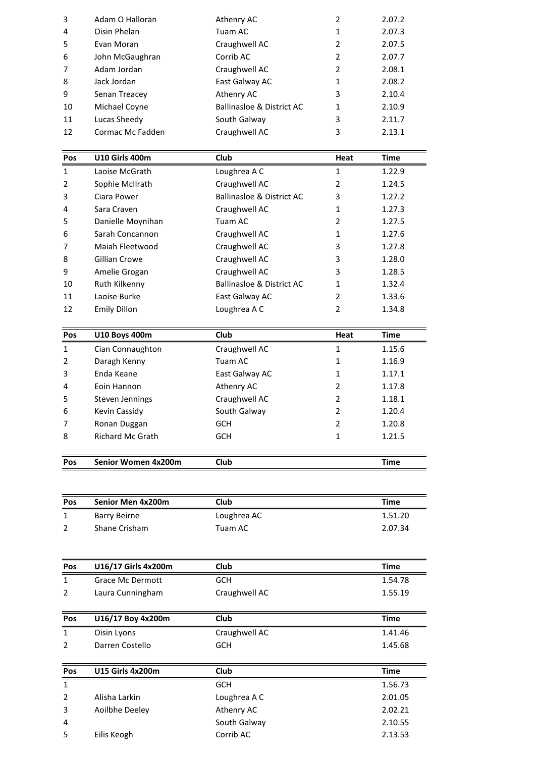| Pos | | Club | Heat | Time |
|---|---|---|---|---|
| 3 | Adam O Halloran | Athenry AC | 2 | 2.07.2 |
| 4 | Oisin Phelan | Tuam AC | 1 | 2.07.3 |
| 5 | Evan Moran | Craughwell AC | 2 | 2.07.5 |
| 6 | John McGaughran | Corrib AC | 2 | 2.07.7 |
| 7 | Adam Jordan | Craughwell AC | 2 | 2.08.1 |
| 8 | Jack Jordan | East Galway AC | 1 | 2.08.2 |
| 9 | Senan Treacey | Athenry AC | 3 | 2.10.4 |
| 10 | Michael Coyne | Ballinasloe & District AC | 1 | 2.10.9 |
| 11 | Lucas Sheedy | South Galway | 3 | 2.11.7 |
| 12 | Cormac Mc Fadden | Craughwell AC | 3 | 2.13.1 |

| Pos | U10 Girls 400m | Club | Heat | Time |
|---|---|---|---|---|
| 1 | Laoise McGrath | Loughrea A C | 1 | 1.22.9 |
| 2 | Sophie McIlrath | Craughwell AC | 2 | 1.24.5 |
| 3 | Ciara Power | Ballinasloe & District AC | 3 | 1.27.2 |
| 4 | Sara Craven | Craughwell AC | 1 | 1.27.3 |
| 5 | Danielle Moynihan | Tuam AC | 2 | 1.27.5 |
| 6 | Sarah Concannon | Craughwell AC | 1 | 1.27.6 |
| 7 | Maiah Fleetwood | Craughwell AC | 3 | 1.27.8 |
| 8 | Gillian Crowe | Craughwell AC | 3 | 1.28.0 |
| 9 | Amelie Grogan | Craughwell AC | 3 | 1.28.5 |
| 10 | Ruth Kilkenny | Ballinasloe & District AC | 1 | 1.32.4 |
| 11 | Laoise Burke | East Galway AC | 2 | 1.33.6 |
| 12 | Emily Dillon | Loughrea A C | 2 | 1.34.8 |

| Pos | U10 Boys 400m | Club | Heat | Time |
|---|---|---|---|---|
| 1 | Cian Connaughton | Craughwell AC | 1 | 1.15.6 |
| 2 | Daragh Kenny | Tuam AC | 1 | 1.16.9 |
| 3 | Enda Keane | East Galway AC | 1 | 1.17.1 |
| 4 | Eoin Hannon | Athenry AC | 2 | 1.17.8 |
| 5 | Steven Jennings | Craughwell AC | 2 | 1.18.1 |
| 6 | Kevin Cassidy | South Galway | 2 | 1.20.4 |
| 7 | Ronan Duggan | GCH | 2 | 1.20.8 |
| 8 | Richard Mc Grath | GCH | 1 | 1.21.5 |

| Pos | Senior Women 4x200m | Club | Time |
|---|---|---|---|

| Pos | Senior Men 4x200m | Club | Time |
|---|---|---|---|
| 1 | Barry Beirne | Loughrea AC | 1.51.20 |
| 2 | Shane Crisham | Tuam AC | 2.07.34 |

| Pos | U16/17 Girls 4x200m | Club | Time |
|---|---|---|---|
| 1 | Grace Mc Dermott | GCH | 1.54.78 |
| 2 | Laura Cunningham | Craughwell AC | 1.55.19 |

| Pos | U16/17 Boy 4x200m | Club | Time |
|---|---|---|---|
| 1 | Oisin Lyons | Craughwell AC | 1.41.46 |
| 2 | Darren Costello | GCH | 1.45.68 |

| Pos | U15 Girls 4x200m | Club | Time |
|---|---|---|---|
| 1 | | GCH | 1.56.73 |
| 2 | Alisha Larkin | Loughrea A C | 2.01.05 |
| 3 | Aoilbhe Deeley | Athenry AC | 2.02.21 |
| 4 | | South Galway | 2.10.55 |
| 5 | Eilis Keogh | Corrib AC | 2.13.53 |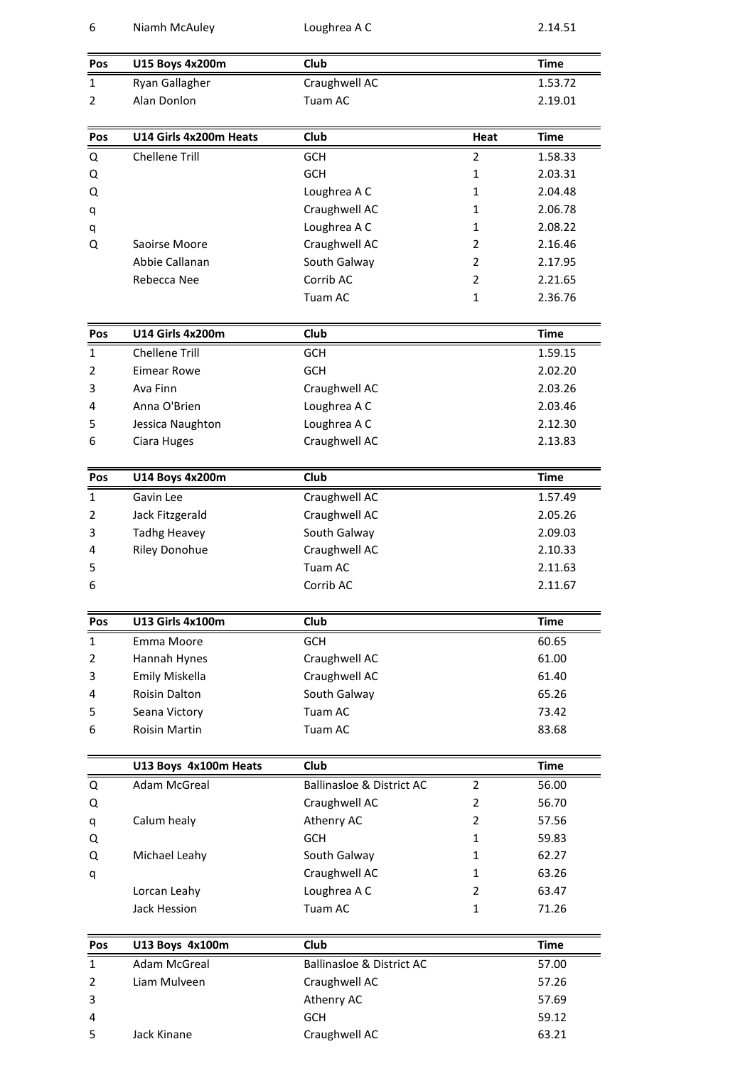| 6 | Niamh McAuley | Loughrea A C | 2.14.51 |
|---|---|---|---|

| Pos | U15 Boys 4x200m | Club | Time |
|---|---|---|---|
| 1 | Ryan Gallagher | Craughwell AC | 1.53.72 |
| 2 | Alan Donlon | Tuam AC | 2.19.01 |

| Pos | U14 Girls 4x200m Heats | Club | Heat | Time |
|---|---|---|---|---|
| Q | Chellene Trill | GCH | 2 | 1.58.33 |
| Q | | GCH | 1 | 2.03.31 |
| Q | | Loughrea A C | 1 | 2.04.48 |
| q | | Craughwell AC | 1 | 2.06.78 |
| q | | Loughrea A C | 1 | 2.08.22 |
| Q | Saoirse Moore | Craughwell AC | 2 | 2.16.46 |
| | Abbie Callanan | South Galway | 2 | 2.17.95 |
| | Rebecca Nee | Corrib AC | 2 | 2.21.65 |
| | | Tuam AC | 1 | 2.36.76 |

| Pos | U14 Girls 4x200m | Club | Time |
|---|---|---|---|
| 1 | Chellene Trill | GCH | 1.59.15 |
| 2 | Eimear Rowe | GCH | 2.02.20 |
| 3 | Ava Finn | Craughwell AC | 2.03.26 |
| 4 | Anna O'Brien | Loughrea A C | 2.03.46 |
| 5 | Jessica Naughton | Loughrea A C | 2.12.30 |
| 6 | Ciara Huges | Craughwell AC | 2.13.83 |

| Pos | U14 Boys 4x200m | Club | Time |
|---|---|---|---|
| 1 | Gavin Lee | Craughwell AC | 1.57.49 |
| 2 | Jack Fitzgerald | Craughwell AC | 2.05.26 |
| 3 | Tadhg Heavey | South Galway | 2.09.03 |
| 4 | Riley Donohue | Craughwell AC | 2.10.33 |
| 5 | | Tuam AC | 2.11.63 |
| 6 | | Corrib AC | 2.11.67 |

| Pos | U13 Girls 4x100m | Club | Time |
|---|---|---|---|
| 1 | Emma Moore | GCH | 60.65 |
| 2 | Hannah Hynes | Craughwell AC | 61.00 |
| 3 | Emily Miskella | Craughwell AC | 61.40 |
| 4 | Roisin Dalton | South Galway | 65.26 |
| 5 | Seana Victory | Tuam AC | 73.42 |
| 6 | Roisin Martin | Tuam AC | 83.68 |

| | U13 Boys 4x100m Heats | Club | | Time |
|---|---|---|---|---|
| Q | Adam McGreal | Ballinasloe & District AC | 2 | 56.00 |
| Q | | Craughwell AC | 2 | 56.70 |
| q | Calum healy | Athenry AC | 2 | 57.56 |
| Q | | GCH | 1 | 59.83 |
| Q | Michael Leahy | South Galway | 1 | 62.27 |
| q | | Craughwell AC | 1 | 63.26 |
| | Lorcan Leahy | Loughrea A C | 2 | 63.47 |
| | Jack Hession | Tuam AC | 1 | 71.26 |

| Pos | U13 Boys 4x100m | Club | Time |
|---|---|---|---|
| 1 | Adam McGreal | Ballinasloe & District AC | 57.00 |
| 2 | Liam Mulveen | Craughwell AC | 57.26 |
| 3 | | Athenry AC | 57.69 |
| 4 | | GCH | 59.12 |
| 5 | Jack Kinane | Craughwell AC | 63.21 |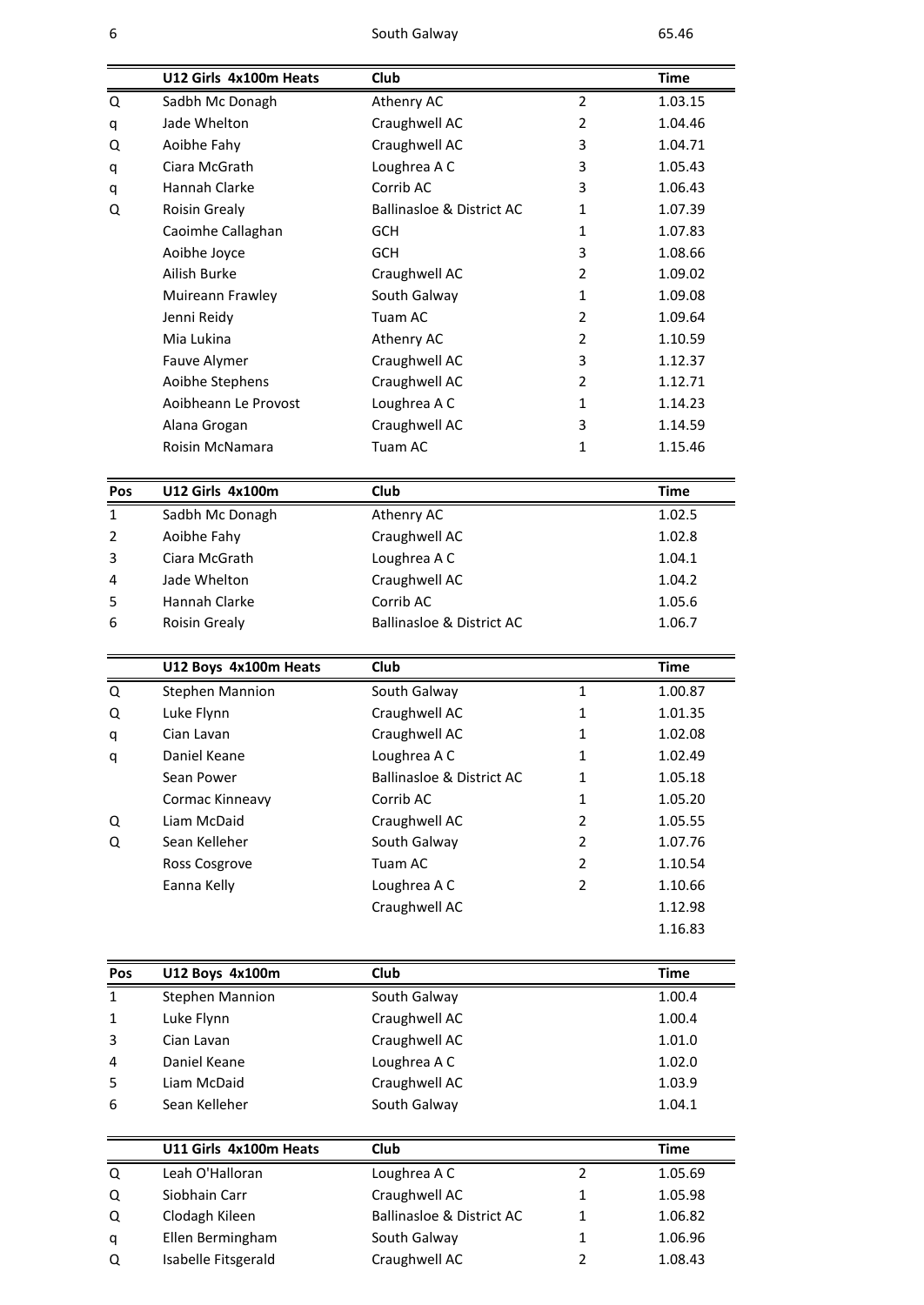| 6 | | South Galway | | 65.46 |
|---|---|---|---|---|

| | U12 Girls 4x100m Heats | Club | | Time |
|---|---|---|---|---|
| Q | Sadbh Mc Donagh | Athenry AC | 2 | 1.03.15 |
| q | Jade Whelton | Craughwell AC | 2 | 1.04.46 |
| Q | Aoibhe Fahy | Craughwell AC | 3 | 1.04.71 |
| q | Ciara McGrath | Loughrea A C | 3 | 1.05.43 |
| q | Hannah Clarke | Corrib AC | 3 | 1.06.43 |
| Q | Roisin Grealy | Ballinasloe & District AC | 1 | 1.07.39 |
| | Caoimhe Callaghan | GCH | 1 | 1.07.83 |
| | Aoibhe Joyce | GCH | 3 | 1.08.66 |
| | Ailish Burke | Craughwell AC | 2 | 1.09.02 |
| | Muireann Frawley | South Galway | 1 | 1.09.08 |
| | Jenni Reidy | Tuam AC | 2 | 1.09.64 |
| | Mia Lukina | Athenry AC | 2 | 1.10.59 |
| | Fauve Alymer | Craughwell AC | 3 | 1.12.37 |
| | Aoibhe Stephens | Craughwell AC | 2 | 1.12.71 |
| | Aoibheann Le Provost | Loughrea A C | 1 | 1.14.23 |
| | Alana Grogan | Craughwell AC | 3 | 1.14.59 |
| | Roisin McNamara | Tuam AC | 1 | 1.15.46 |

| Pos | U12 Girls 4x100m | Club | Time |
|---|---|---|---|
| 1 | Sadbh Mc Donagh | Athenry AC | 1.02.5 |
| 2 | Aoibhe Fahy | Craughwell AC | 1.02.8 |
| 3 | Ciara McGrath | Loughrea A C | 1.04.1 |
| 4 | Jade Whelton | Craughwell AC | 1.04.2 |
| 5 | Hannah Clarke | Corrib AC | 1.05.6 |
| 6 | Roisin Grealy | Ballinasloe & District AC | 1.06.7 |

| | U12 Boys 4x100m Heats | Club | | Time |
|---|---|---|---|---|
| Q | Stephen Mannion | South Galway | 1 | 1.00.87 |
| Q | Luke Flynn | Craughwell AC | 1 | 1.01.35 |
| q | Cian Lavan | Craughwell AC | 1 | 1.02.08 |
| q | Daniel Keane | Loughrea A C | 1 | 1.02.49 |
| | Sean Power | Ballinasloe & District AC | 1 | 1.05.18 |
| | Cormac Kinneavy | Corrib AC | 1 | 1.05.20 |
| Q | Liam McDaid | Craughwell AC | 2 | 1.05.55 |
| Q | Sean Kelleher | South Galway | 2 | 1.07.76 |
| | Ross Cosgrove | Tuam AC | 2 | 1.10.54 |
| | Eanna Kelly | Loughrea A C | 2 | 1.10.66 |
| | | Craughwell AC | | 1.12.98 |
| | | | | 1.16.83 |

| Pos | U12 Boys 4x100m | Club | Time |
|---|---|---|---|
| 1 | Stephen Mannion | South Galway | 1.00.4 |
| 1 | Luke Flynn | Craughwell AC | 1.00.4 |
| 3 | Cian Lavan | Craughwell AC | 1.01.0 |
| 4 | Daniel Keane | Loughrea A C | 1.02.0 |
| 5 | Liam McDaid | Craughwell AC | 1.03.9 |
| 6 | Sean Kelleher | South Galway | 1.04.1 |

| | U11 Girls 4x100m Heats | Club | | Time |
|---|---|---|---|---|
| Q | Leah O'Halloran | Loughrea A C | 2 | 1.05.69 |
| Q | Siobhain Carr | Craughwell AC | 1 | 1.05.98 |
| Q | Clodagh Kileen | Ballinasloe & District AC | 1 | 1.06.82 |
| q | Ellen Bermingham | South Galway | 1 | 1.06.96 |
| Q | Isabelle Fitsgerald | Craughwell AC | 2 | 1.08.43 |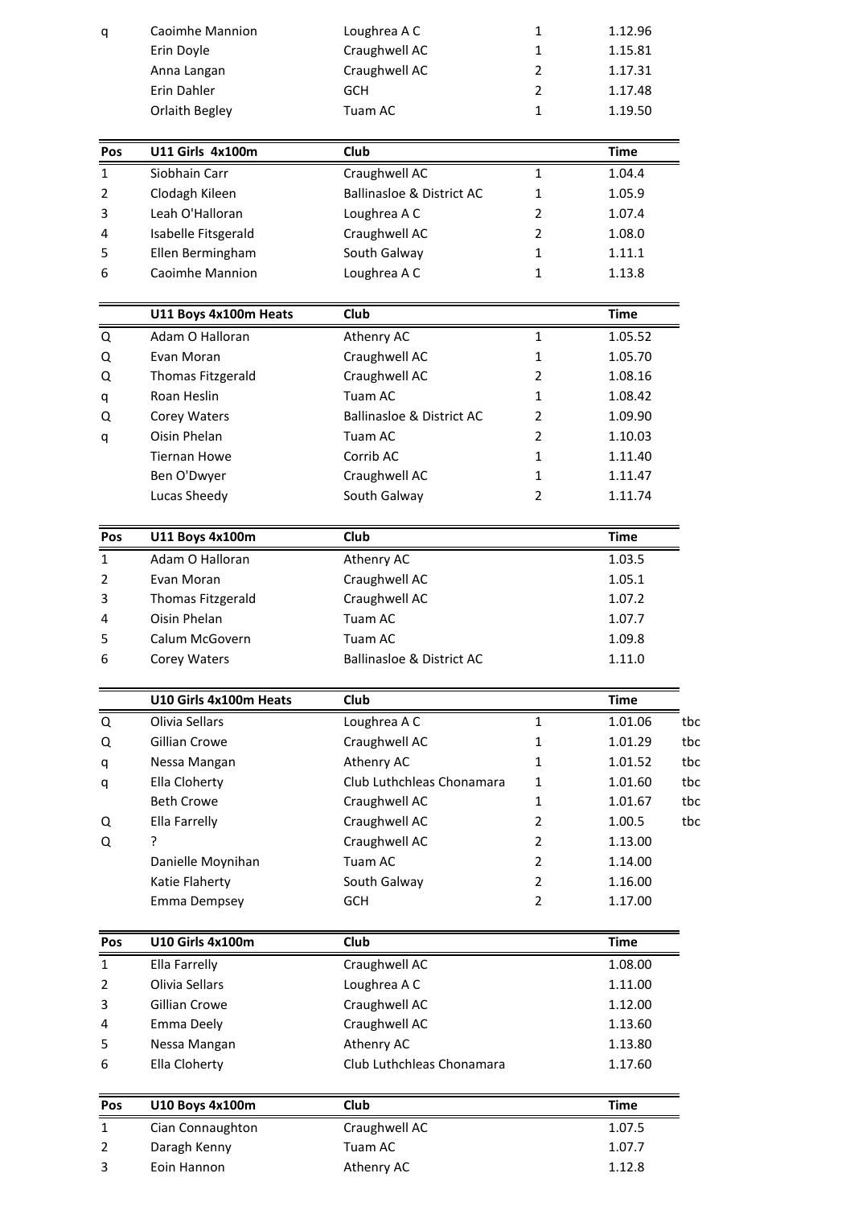| | | | | | |
|---|---|---|---|---|---|
| q | Caoimhe Mannion | Loughrea A C | 1 | 1.12.96 | |
| | Erin Doyle | Craughwell AC | 1 | 1.15.81 | |
| | Anna Langan | Craughwell AC | 2 | 1.17.31 | |
| | Erin Dahler | GCH | 2 | 1.17.48 | |
| | Orlaith Begley | Tuam AC | 1 | 1.19.50 | |

| Pos | U11 Girls 4x100m | Club | | Time |
|---|---|---|---|---|
| 1 | Siobhain Carr | Craughwell AC | 1 | 1.04.4 |
| 2 | Clodagh Kileen | Ballinasloe & District AC | 1 | 1.05.9 |
| 3 | Leah O'Halloran | Loughrea A C | 2 | 1.07.4 |
| 4 | Isabelle Fitsgerald | Craughwell AC | 2 | 1.08.0 |
| 5 | Ellen Bermingham | South Galway | 1 | 1.11.1 |
| 6 | Caoimhe Mannion | Loughrea A C | 1 | 1.13.8 |

| | U11 Boys 4x100m Heats | Club | | Time |
|---|---|---|---|---|
| Q | Adam O Halloran | Athenry AC | 1 | 1.05.52 |
| Q | Evan Moran | Craughwell AC | 1 | 1.05.70 |
| Q | Thomas Fitzgerald | Craughwell AC | 2 | 1.08.16 |
| q | Roan Heslin | Tuam AC | 1 | 1.08.42 |
| Q | Corey Waters | Ballinasloe & District AC | 2 | 1.09.90 |
| q | Oisin Phelan | Tuam AC | 2 | 1.10.03 |
| | Tiernan Howe | Corrib AC | 1 | 1.11.40 |
| | Ben O'Dwyer | Craughwell AC | 1 | 1.11.47 |
| | Lucas Sheedy | South Galway | 2 | 1.11.74 |

| Pos | U11 Boys 4x100m | Club | Time |
|---|---|---|---|
| 1 | Adam O Halloran | Athenry AC | 1.03.5 |
| 2 | Evan Moran | Craughwell AC | 1.05.1 |
| 3 | Thomas Fitzgerald | Craughwell AC | 1.07.2 |
| 4 | Oisin Phelan | Tuam AC | 1.07.7 |
| 5 | Calum McGovern | Tuam AC | 1.09.8 |
| 6 | Corey Waters | Ballinasloe & District AC | 1.11.0 |

| | U10 Girls 4x100m Heats | Club | | Time | |
|---|---|---|---|---|---|
| Q | Olivia Sellars | Loughrea A C | 1 | 1.01.06 | tbc |
| Q | Gillian Crowe | Craughwell AC | 1 | 1.01.29 | tbc |
| q | Nessa Mangan | Athenry AC | 1 | 1.01.52 | tbc |
| q | Ella Cloherty | Club Luthchleas Chonamara | 1 | 1.01.60 | tbc |
| | Beth Crowe | Craughwell AC | 1 | 1.01.67 | tbc |
| Q | Ella Farrelly | Craughwell AC | 2 | 1.00.5 | tbc |
| Q | ? | Craughwell AC | 2 | 1.13.00 | |
| | Danielle Moynihan | Tuam AC | 2 | 1.14.00 | |
| | Katie Flaherty | South Galway | 2 | 1.16.00 | |
| | Emma Dempsey | GCH | 2 | 1.17.00 | |

| Pos | U10 Girls 4x100m | Club | Time |
|---|---|---|---|
| 1 | Ella Farrelly | Craughwell AC | 1.08.00 |
| 2 | Olivia Sellars | Loughrea A C | 1.11.00 |
| 3 | Gillian Crowe | Craughwell AC | 1.12.00 |
| 4 | Emma Deely | Craughwell AC | 1.13.60 |
| 5 | Nessa Mangan | Athenry AC | 1.13.80 |
| 6 | Ella Cloherty | Club Luthchleas Chonamara | 1.17.60 |

| Pos | U10 Boys 4x100m | Club | Time |
|---|---|---|---|
| 1 | Cian Connaughton | Craughwell AC | 1.07.5 |
| 2 | Daragh Kenny | Tuam AC | 1.07.7 |
| 3 | Eoin Hannon | Athenry AC | 1.12.8 |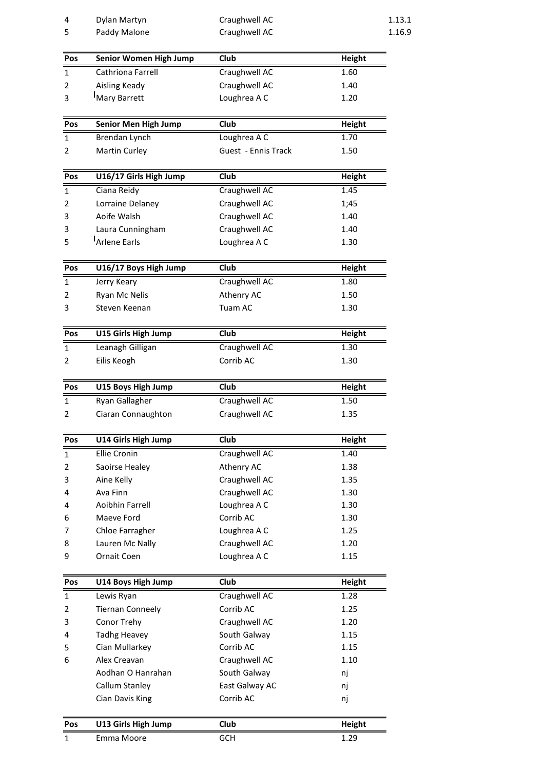| 4 | Dylan Martyn | Craughwell AC | 1.13.1 |
|---|---|---|---|
| 5 | Paddy Malone | Craughwell AC | 1.16.9 |

| Pos | Senior Women High Jump | Club | Height |
|---|---|---|---|
| 1 | Cathriona Farrell | Craughwell AC | 1.60 |
| 2 | Aisling Keady | Craughwell AC | 1.40 |
| 3 | Mary Barrett | Loughrea A C | 1.20 |

| Pos | Senior Men High Jump | Club | Height |
|---|---|---|---|
| 1 | Brendan Lynch | Loughrea A C | 1.70 |
| 2 | Martin Curley | Guest - Ennis Track | 1.50 |

| Pos | U16/17 Girls High Jump | Club | Height |
|---|---|---|---|
| 1 | Ciana Reidy | Craughwell AC | 1.45 |
| 2 | Lorraine Delaney | Craughwell AC | 1;45 |
| 3 | Aoife Walsh | Craughwell AC | 1.40 |
| 3 | Laura Cunningham | Craughwell AC | 1.40 |
| 5 | Arlene Earls | Loughrea A C | 1.30 |

| Pos | U16/17 Boys High Jump | Club | Height |
|---|---|---|---|
| 1 | Jerry Keary | Craughwell AC | 1.80 |
| 2 | Ryan Mc Nelis | Athenry AC | 1.50 |
| 3 | Steven Keenan | Tuam AC | 1.30 |

| Pos | U15 Girls High Jump | Club | Height |
|---|---|---|---|
| 1 | Leanagh Gilligan | Craughwell AC | 1.30 |
| 2 | Eilis Keogh | Corrib AC | 1.30 |

| Pos | U15 Boys High Jump | Club | Height |
|---|---|---|---|
| 1 | Ryan Gallagher | Craughwell AC | 1.50 |
| 2 | Ciaran Connaughton | Craughwell AC | 1.35 |

| Pos | U14 Girls High Jump | Club | Height |
|---|---|---|---|
| 1 | Ellie Cronin | Craughwell AC | 1.40 |
| 2 | Saoirse Healey | Athenry AC | 1.38 |
| 3 | Aine Kelly | Craughwell AC | 1.35 |
| 4 | Ava Finn | Craughwell AC | 1.30 |
| 4 | Aoibhin Farrell | Loughrea A C | 1.30 |
| 6 | Maeve Ford | Corrib AC | 1.30 |
| 7 | Chloe Farragher | Loughrea A C | 1.25 |
| 8 | Lauren Mc Nally | Craughwell AC | 1.20 |
| 9 | Ornait Coen | Loughrea A C | 1.15 |

| Pos | U14 Boys High Jump | Club | Height |
|---|---|---|---|
| 1 | Lewis Ryan | Craughwell AC | 1.28 |
| 2 | Tiernan Conneely | Corrib AC | 1.25 |
| 3 | Conor Trehy | Craughwell AC | 1.20 |
| 4 | Tadhg Heavey | South Galway | 1.15 |
| 5 | Cian Mullarkey | Corrib AC | 1.15 |
| 6 | Alex Creavan | Craughwell AC | 1.10 |
| | Aodhan O Hanrahan | South Galway | nj |
| | Callum Stanley | East Galway AC | nj |
| | Cian Davis King | Corrib AC | nj |

| Pos | U13 Girls High Jump | Club | Height |
|---|---|---|---|
| 1 | Emma Moore | GCH | 1.29 |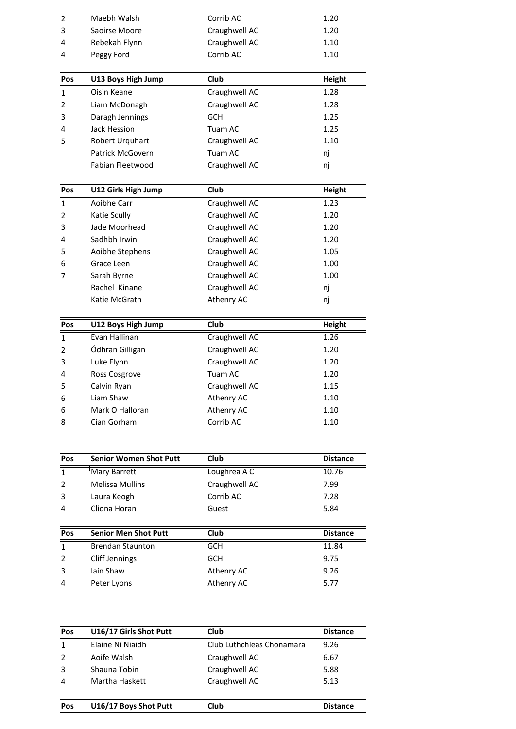| | | | |
|---|---|---|---|
| 2 | Maebh Walsh | Corrib AC | 1.20 |
| 3 | Saoirse Moore | Craughwell AC | 1.20 |
| 4 | Rebekah Flynn | Craughwell AC | 1.10 |
| 4 | Peggy Ford | Corrib AC | 1.10 |

| Pos | U13 Boys High Jump | Club | Height |
|---|---|---|---|
| 1 | Oisin Keane | Craughwell AC | 1.28 |
| 2 | Liam McDonagh | Craughwell AC | 1.28 |
| 3 | Daragh Jennings | GCH | 1.25 |
| 4 | Jack Hession | Tuam AC | 1.25 |
| 5 | Robert Urquhart | Craughwell AC | 1.10 |
| | Patrick McGovern | Tuam AC | nj |
| | Fabian Fleetwood | Craughwell AC | nj |

| Pos | U12 Girls High Jump | Club | Height |
|---|---|---|---|
| 1 | Aoibhe Carr | Craughwell AC | 1.23 |
| 2 | Katie Scully | Craughwell AC | 1.20 |
| 3 | Jade Moorhead | Craughwell AC | 1.20 |
| 4 | Sadhbh Irwin | Craughwell AC | 1.20 |
| 5 | Aoibhe Stephens | Craughwell AC | 1.05 |
| 6 | Grace Leen | Craughwell AC | 1.00 |
| 7 | Sarah Byrne | Craughwell AC | 1.00 |
| | Rachel Kinane | Craughwell AC | nj |
| | Katie McGrath | Athenry AC | nj |

| Pos | U12 Boys High Jump | Club | Height |
|---|---|---|---|
| 1 | Evan Hallinan | Craughwell AC | 1.26 |
| 2 | Ódhran Gilligan | Craughwell AC | 1.20 |
| 3 | Luke Flynn | Craughwell AC | 1.20 |
| 4 | Ross Cosgrove | Tuam AC | 1.20 |
| 5 | Calvin Ryan | Craughwell AC | 1.15 |
| 6 | Liam Shaw | Athenry AC | 1.10 |
| 6 | Mark O Halloran | Athenry AC | 1.10 |
| 8 | Cian Gorham | Corrib AC | 1.10 |

| Pos | Senior Women Shot Putt | Club | Distance |
|---|---|---|---|
| 1 | Mary Barrett | Loughrea A C | 10.76 |
| 2 | Melissa Mullins | Craughwell AC | 7.99 |
| 3 | Laura Keogh | Corrib AC | 7.28 |
| 4 | Cliona Horan | Guest | 5.84 |

| Pos | Senior Men Shot Putt | Club | Distance |
|---|---|---|---|
| 1 | Brendan Staunton | GCH | 11.84 |
| 2 | Cliff Jennings | GCH | 9.75 |
| 3 | Iain Shaw | Athenry AC | 9.26 |
| 4 | Peter Lyons | Athenry AC | 5.77 |

| Pos | U16/17 Girls Shot Putt | Club | Distance |
|---|---|---|---|
| 1 | Elaine Ní Niaidh | Club Luthchleas Chonamara | 9.26 |
| 2 | Aoife Walsh | Craughwell AC | 6.67 |
| 3 | Shauna Tobin | Craughwell AC | 5.88 |
| 4 | Martha Haskett | Craughwell AC | 5.13 |

| Pos | U16/17 Boys Shot Putt | Club | Distance |
|---|---|---|---|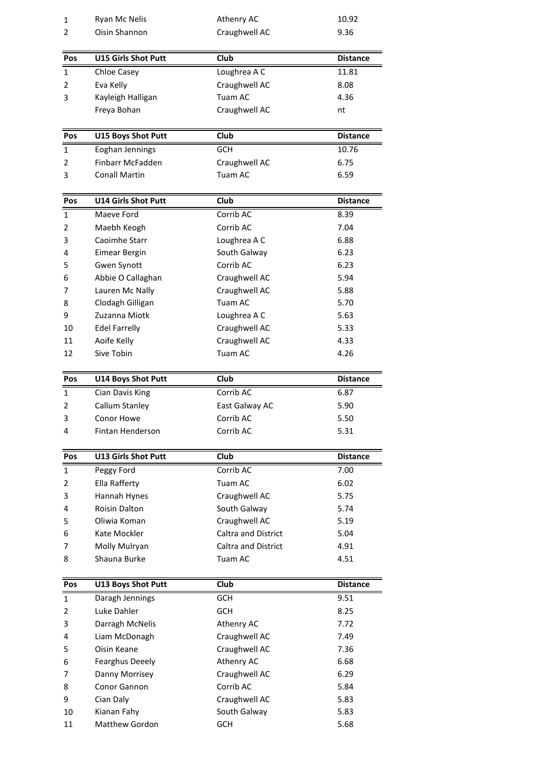| | | | |
|---|---|---|---|
| 1 | Ryan Mc Nelis | Athenry AC | 10.92 |
| 2 | Oisin Shannon | Craughwell AC | 9.36 |

| Pos | U15 Girls Shot Putt | Club | Distance |
|---|---|---|---|
| 1 | Chloe Casey | Loughrea A C | 11.81 |
| 2 | Eva Kelly | Craughwell AC | 8.08 |
| 3 | Kayleigh Halligan | Tuam AC | 4.36 |
| | Freya Bohan | Craughwell AC | nt |

| Pos | U15 Boys Shot Putt | Club | Distance |
|---|---|---|---|
| 1 | Eoghan Jennings | GCH | 10.76 |
| 2 | Finbarr McFadden | Craughwell AC | 6.75 |
| 3 | Conall Martin | Tuam AC | 6.59 |

| Pos | U14 Girls Shot Putt | Club | Distance |
|---|---|---|---|
| 1 | Maeve Ford | Corrib AC | 8.39 |
| 2 | Maebh Keogh | Corrib AC | 7.04 |
| 3 | Caoimhe Starr | Loughrea A C | 6.88 |
| 4 | Eimear Bergin | South Galway | 6.23 |
| 5 | Gwen Synott | Corrib AC | 6.23 |
| 6 | Abbie O Callaghan | Craughwell AC | 5.94 |
| 7 | Lauren Mc Nally | Craughwell AC | 5.88 |
| 8 | Clodagh Gilligan | Tuam AC | 5.70 |
| 9 | Zuzanna Miotk | Loughrea A C | 5.63 |
| 10 | Edel Farrelly | Craughwell AC | 5.33 |
| 11 | Aoife Kelly | Craughwell AC | 4.33 |
| 12 | Sive Tobin | Tuam AC | 4.26 |

| Pos | U14 Boys Shot Putt | Club | Distance |
|---|---|---|---|
| 1 | Cian Davis King | Corrib AC | 6.87 |
| 2 | Callum Stanley | East Galway AC | 5.90 |
| 3 | Conor Howe | Corrib AC | 5.50 |
| 4 | Fintan Henderson | Corrib AC | 5.31 |

| Pos | U13 Girls Shot Putt | Club | Distance |
|---|---|---|---|
| 1 | Peggy Ford | Corrib AC | 7.00 |
| 2 | Ella Rafferty | Tuam AC | 6.02 |
| 3 | Hannah Hynes | Craughwell AC | 5.75 |
| 4 | Roisin Dalton | South Galway | 5.74 |
| 5 | Oliwia Koman | Craughwell AC | 5.19 |
| 6 | Kate Mockler | Caltra and District | 5.04 |
| 7 | Molly Mulryan | Caltra and District | 4.91 |
| 8 | Shauna Burke | Tuam AC | 4.51 |

| Pos | U13 Boys Shot Putt | Club | Distance |
|---|---|---|---|
| 1 | Daragh Jennings | GCH | 9.51 |
| 2 | Luke Dahler | GCH | 8.25 |
| 3 | Darragh McNelis | Athenry AC | 7.72 |
| 4 | Liam McDonagh | Craughwell AC | 7.49 |
| 5 | Oisin Keane | Craughwell AC | 7.36 |
| 6 | Fearghus Deeely | Athenry AC | 6.68 |
| 7 | Danny Morrisey | Craughwell AC | 6.29 |
| 8 | Conor Gannon | Corrib AC | 5.84 |
| 9 | Cian Daly | Craughwell AC | 5.83 |
| 10 | Kianan Fahy | South Galway | 5.83 |
| 11 | Matthew Gordon | GCH | 5.68 |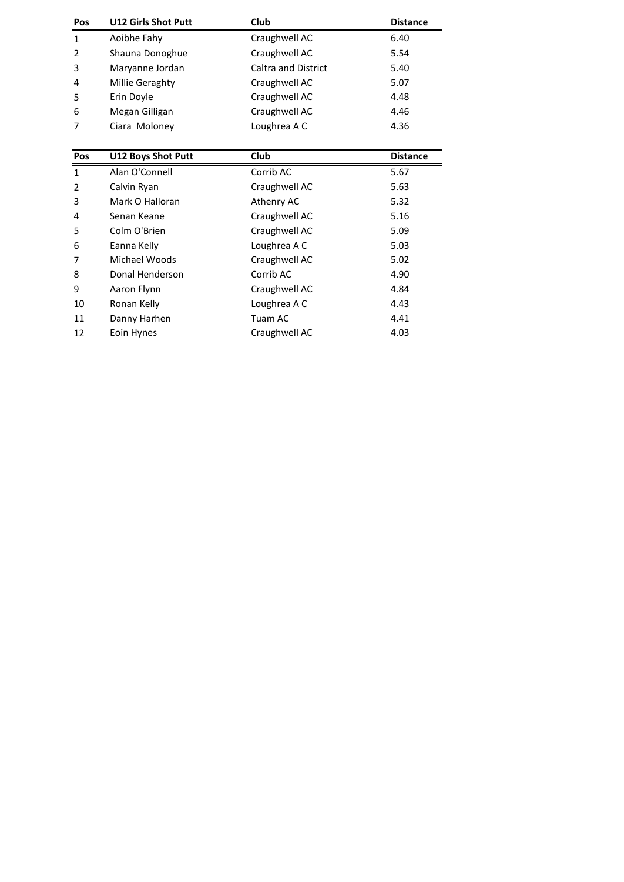| Pos | U12 Girls Shot Putt | Club | Distance |
|---|---|---|---|
| 1 | Aoibhe Fahy | Craughwell AC | 6.40 |
| 2 | Shauna Donoghue | Craughwell AC | 5.54 |
| 3 | Maryanne Jordan | Caltra and District | 5.40 |
| 4 | Millie Geraghty | Craughwell AC | 5.07 |
| 5 | Erin Doyle | Craughwell AC | 4.48 |
| 6 | Megan Gilligan | Craughwell AC | 4.46 |
| 7 | Ciara Moloney | Loughrea A C | 4.36 |

| Pos | U12 Boys Shot Putt | Club | Distance |
|---|---|---|---|
| 1 | Alan O'Connell | Corrib AC | 5.67 |
| 2 | Calvin Ryan | Craughwell AC | 5.63 |
| 3 | Mark O Halloran | Athenry AC | 5.32 |
| 4 | Senan Keane | Craughwell AC | 5.16 |
| 5 | Colm O'Brien | Craughwell AC | 5.09 |
| 6 | Eanna Kelly | Loughrea A C | 5.03 |
| 7 | Michael Woods | Craughwell AC | 5.02 |
| 8 | Donal Henderson | Corrib AC | 4.90 |
| 9 | Aaron Flynn | Craughwell AC | 4.84 |
| 10 | Ronan Kelly | Loughrea A C | 4.43 |
| 11 | Danny Harhen | Tuam AC | 4.41 |
| 12 | Eoin Hynes | Craughwell AC | 4.03 |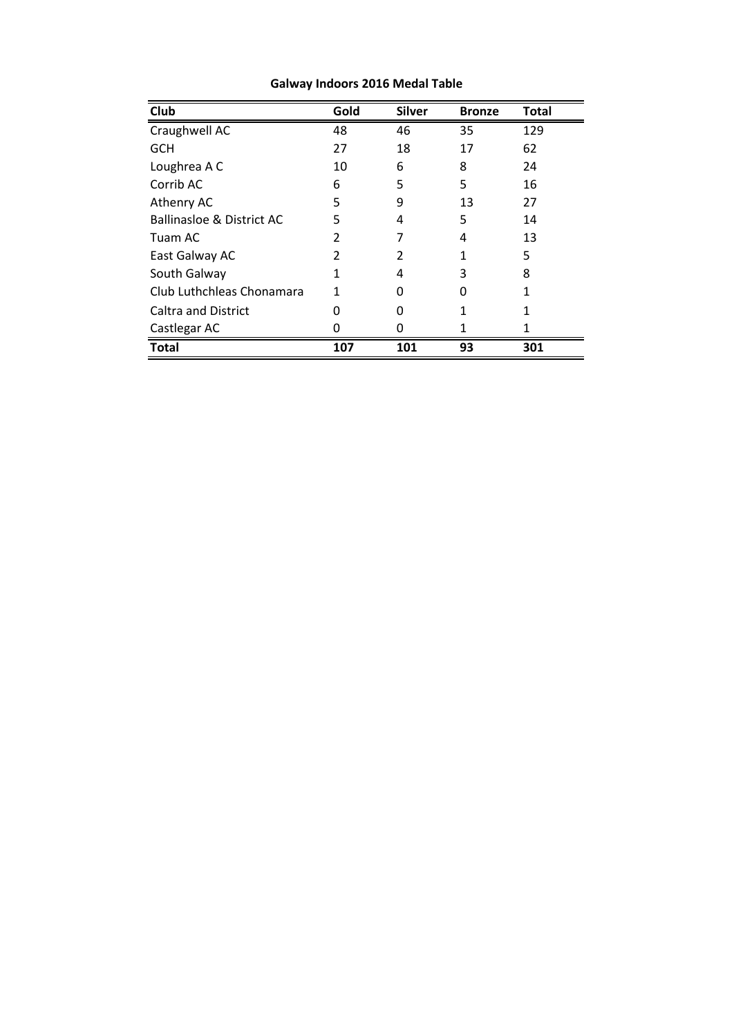**Galway Indoors 2016 Medal Table**

| Club | Gold | Silver | Bronze | Total |
|---|---|---|---|---|
| Craughwell AC | 48 | 46 | 35 | 129 |
| GCH | 27 | 18 | 17 | 62 |
| Loughrea A C | 10 | 6 | 8 | 24 |
| Corrib AC | 6 | 5 | 5 | 16 |
| Athenry AC | 5 | 9 | 13 | 27 |
| Ballinasloe & District AC | 5 | 4 | 5 | 14 |
| Tuam AC | 2 | 7 | 4 | 13 |
| East Galway AC | 2 | 2 | 1 | 5 |
| South Galway | 1 | 4 | 3 | 8 |
| Club Luthchleas Chonamara | 1 | 0 | 0 | 1 |
| Caltra and District | 0 | 0 | 1 | 1 |
| Castlegar AC | 0 | 0 | 1 | 1 |
| **Total** | **107** | **101** | **93** | **301** |